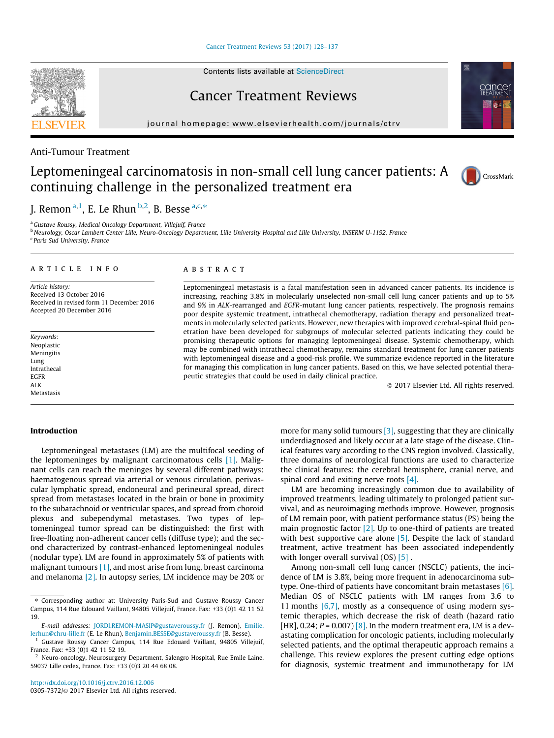Anti-Tumour Treatment

# Leptomeningeal carcinomatosis in non-small cell lung cancer patients: A continuing challenge in the personalized treatment era

J. Remon [a,1], E. Le Rhun [b,2], B. Besse [a,c,*]

[a] Gustave Roussy, Medical Oncology Department, Villejuif, France
[b] Neurology, Oscar Lambert Center Lille, Neuro-Oncology Department, Lille University Hospital and Lille University, INSERM U-1192, France
[c] Paris Sud University, France

## ARTICLE INFO

*Article history:*
Received 13 October 2016
Received in revised form 11 December 2016
Accepted 20 December 2016

*Keywords:*
Neoplastic
Meningitis
Lung
Intrathecal
EGFR
ALK
Metastasis

## ABSTRACT

Leptomeningeal metastasis is a fatal manifestation seen in advanced cancer patients. Its incidence is increasing, reaching 3.8% in molecularly unselected non-small cell lung cancer patients and up to 5% and 9% in *ALK*-rearranged and *EGFR*-mutant lung cancer patients, respectively. The prognosis remains poor despite systemic treatment, intrathecal chemotherapy, radiation therapy and personalized treatments in molecularly selected patients. However, new therapies with improved cerebral-spinal fluid penetration have been developed for subgroups of molecular selected patients indicating they could be promising therapeutic options for managing leptomeningeal disease. Systemic chemotherapy, which may be combined with intrathecal chemotherapy, remains standard treatment for lung cancer patients with leptomeningeal disease and a good-risk profile. We summarize evidence reported in the literature for managing this complication in lung cancer patients. Based on this, we have selected potential therapeutic strategies that could be used in daily clinical practice.

© 2017 Elsevier Ltd. All rights reserved.

## Introduction

Leptomeningeal metastases (LM) are the multifocal seeding of the leptomeninges by malignant carcinomatous cells [1]. Malignant cells can reach the meninges by several different pathways: haematogenous spread via arterial or venous circulation, perivascular lymphatic spread, endoneural and perineural spread, direct spread from metastases located in the brain or bone in proximity to the subarachnoid or ventricular spaces, and spread from choroid plexus and subependymal metastases. Two types of leptomeningeal tumor spread can be distinguished: the first with free-floating non-adherent cancer cells (diffuse type); and the second characterized by contrast-enhanced leptomeningeal nodules (nodular type). LM are found in approximately 5% of patients with malignant tumours [1], and most arise from lung, breast carcinoma and melanoma [2]. In autopsy series, LM incidence may be 20% or more for many solid tumours [3], suggesting that they are clinically underdiagnosed and likely occur at a late stage of the disease. Clinical features vary according to the CNS region involved. Classically, three domains of neurological functions are used to characterize the clinical features: the cerebral hemisphere, cranial nerve, and spinal cord and exiting nerve roots [4].

LM are becoming increasingly common due to availability of improved treatments, leading ultimately to prolonged patient survival, and as neuroimaging methods improve. However, prognosis of LM remain poor, with patient performance status (PS) being the main prognostic factor [2]. Up to one-third of patients are treated with best supportive care alone [5]. Despite the lack of standard treatment, active treatment has been associated independently with longer overall survival (OS) [5].

Among non-small cell lung cancer (NSCLC) patients, the incidence of LM is 3.8%, being more frequent in adenocarcinoma subtype. One-third of patients have concomitant brain metastases [6]. Median OS of NSCLC patients with LM ranges from 3.6 to 11 months [6,7], mostly as a consequence of using modern systemic therapies, which decrease the risk of death (hazard ratio [HR], 0.24; $P = 0.007$) [8]. In the modern treatment era, LM is a devastating complication for oncologic patients, including molecularly selected patients, and the optimal therapeutic approach remains a challenge. This review explores the present cutting edge options for diagnosis, systemic treatment and immunotherapy for LM

---

* Corresponding author at: University Paris-Sud and Gustave Roussy Cancer Campus, 114 Rue Edouard Vaillant, 94805 Villejuif, France. Fax: +33 (0)1 42 11 52 19.

*E-mail addresses:* JORDI.REMON-MASIP@gustaveroussy.fr (J. Remon), Emilie.lerhun@chru-lille.fr (E. Le Rhun), Benjamin.BESSE@gustaveroussy.fr (B. Besse).

[1] Gustave Roussy Cancer Campus, 114 Rue Edouard Vaillant, 94805 Villejuif, France. Fax: +33 (0)1 42 11 52 19.

[2] Neuro-oncology, Neurosurgery Department, Salengro Hospital, Rue Emile Laine, 59037 Lille cedex, France. Fax: +33 (0)3 20 44 68 08.

http://dx.doi.org/10.1016/j.ctrv.2016.12.006
0305-7372/© 2017 Elsevier Ltd. All rights reserved.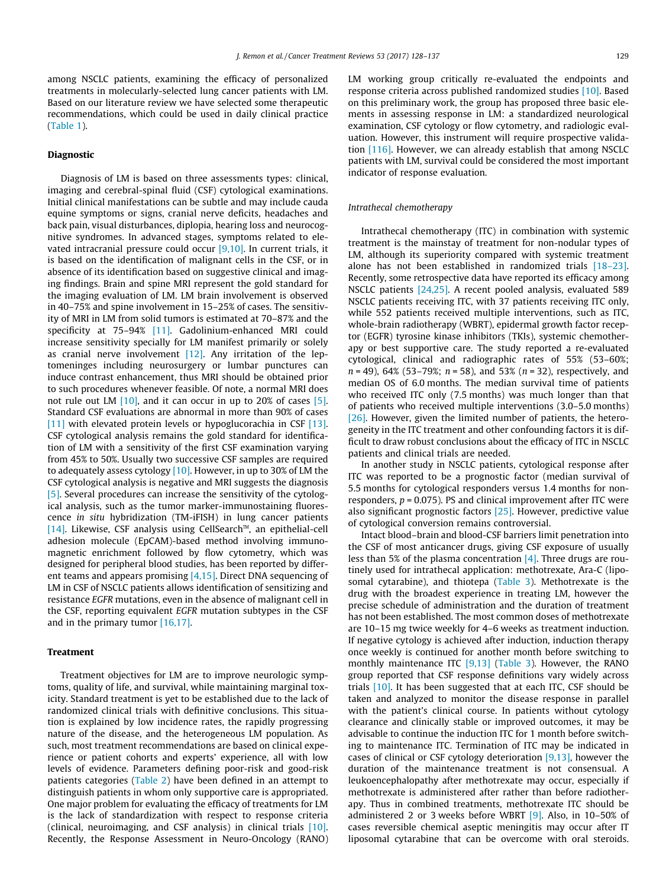among NSCLC patients, examining the efficacy of personalized treatments in molecularly-selected lung cancer patients with LM. Based on our literature review we have selected some therapeutic recommendations, which could be used in daily clinical practice (Table 1).

## Diagnostic

Diagnosis of LM is based on three assessments types: clinical, imaging and cerebral-spinal fluid (CSF) cytological examinations. Initial clinical manifestations can be subtle and may include cauda equine symptoms or signs, cranial nerve deficits, headaches and back pain, visual disturbances, diplopia, hearing loss and neurocognitive syndromes. In advanced stages, symptoms related to elevated intracranial pressure could occur [9,10]. In current trials, it is based on the identification of malignant cells in the CSF, or in absence of its identification based on suggestive clinical and imaging findings. Brain and spine MRI represent the gold standard for the imaging evaluation of LM. LM brain involvement is observed in 40–75% and spine involvement in 15–25% of cases. The sensitivity of MRI in LM from solid tumors is estimated at 70–87% and the specificity at 75–94% [11]. Gadolinium-enhanced MRI could increase sensitivity specially for LM manifest primarily or solely as cranial nerve involvement [12]. Any irritation of the leptomeninges including neurosurgery or lumbar punctures can induce contrast enhancement, thus MRI should be obtained prior to such procedures whenever feasible. Of note, a normal MRI does not rule out LM [10], and it can occur in up to 20% of cases [5]. Standard CSF evaluations are abnormal in more than 90% of cases [11] with elevated protein levels or hypoglucorachia in CSF [13]. CSF cytological analysis remains the gold standard for identification of LM with a sensitivity of the first CSF examination varying from 45% to 50%. Usually two successive CSF samples are required to adequately assess cytology [10]. However, in up to 30% of LM the CSF cytological analysis is negative and MRI suggests the diagnosis [5]. Several procedures can increase the sensitivity of the cytological analysis, such as the tumor marker-immunostaining fluorescence *in situ* hybridization (TM-iFISH) in lung cancer patients [14]. Likewise, CSF analysis using CellSearch™, an epithelial-cell adhesion molecule (EpCAM)-based method involving immunomagnetic enrichment followed by flow cytometry, which was designed for peripheral blood studies, has been reported by different teams and appears promising [4,15]. Direct DNA sequencing of LM in CSF of NSCLC patients allows identification of sensitizing and resistance *EGFR* mutations, even in the absence of malignant cell in the CSF, reporting equivalent *EGFR* mutation subtypes in the CSF and in the primary tumor [16,17].

## Treatment

Treatment objectives for LM are to improve neurologic symptoms, quality of life, and survival, while maintaining marginal toxicity. Standard treatment is yet to be established due to the lack of randomized clinical trials with definitive conclusions. This situation is explained by low incidence rates, the rapidly progressing nature of the disease, and the heterogeneous LM population. As such, most treatment recommendations are based on clinical experience or patient cohorts and experts' experience, all with low levels of evidence. Parameters defining poor-risk and good-risk patients categories (Table 2) have been defined in an attempt to distinguish patients in whom only supportive care is appropriated. One major problem for evaluating the efficacy of treatments for LM is the lack of standardization with respect to response criteria (clinical, neuroimaging, and CSF analysis) in clinical trials [10]. Recently, the Response Assessment in Neuro-Oncology (RANO) LM working group critically re-evaluated the endpoints and response criteria across published randomized studies [10]. Based on this preliminary work, the group has proposed three basic elements in assessing response in LM: a standardized neurological examination, CSF cytology or flow cytometry, and radiologic evaluation. However, this instrument will require prospective validation [116]. However, we can already establish that among NSCLC patients with LM, survival could be considered the most important indicator of response evaluation.

### *Intrathecal chemotherapy*

Intrathecal chemotherapy (ITC) in combination with systemic treatment is the mainstay of treatment for non-nodular types of LM, although its superiority compared with systemic treatment alone has not been established in randomized trials [18–23]. Recently, some retrospective data have reported its efficacy among NSCLC patients [24,25]. A recent pooled analysis, evaluated 589 NSCLC patients receiving ITC, with 37 patients receiving ITC only, while 552 patients received multiple interventions, such as ITC, whole-brain radiotherapy (WBRT), epidermal growth factor receptor (EGFR) tyrosine kinase inhibitors (TKIs), systemic chemotherapy or best supportive care. The study reported a re-evaluated cytological, clinical and radiographic rates of 55% (53–60%; $n = 49$), 64% (53–79%; $n = 58$), and 53% ($n = 32$), respectively, and median OS of 6.0 months. The median survival time of patients who received ITC only (7.5 months) was much longer than that of patients who received multiple interventions (3.0–5.0 months) [26]. However, given the limited number of patients, the heterogeneity in the ITC treatment and other confounding factors it is difficult to draw robust conclusions about the efficacy of ITC in NSCLC patients and clinical trials are needed.

In another study in NSCLC patients, cytological response after ITC was reported to be a prognostic factor (median survival of 5.5 months for cytological responders versus 1.4 months for non-responders, $p = 0.075$). PS and clinical improvement after ITC were also significant prognostic factors [25]. However, predictive value of cytological conversion remains controversial.

Intact blood–brain and blood-CSF barriers limit penetration into the CSF of most anticancer drugs, giving CSF exposure of usually less than 5% of the plasma concentration [4]. Three drugs are routinely used for intrathecal application: methotrexate, Ara-C (liposomal cytarabine), and thiotepa (Table 3). Methotrexate is the drug with the broadest experience in treating LM, however the precise schedule of administration and the duration of treatment has not been established. The most common doses of methotrexate are 10–15 mg twice weekly for 4–6 weeks as treatment induction. If negative cytology is achieved after induction, induction therapy once weekly is continued for another month before switching to monthly maintenance ITC [9,13] (Table 3). However, the RANO group reported that CSF response definitions vary widely across trials [10]. It has been suggested that at each ITC, CSF should be taken and analyzed to monitor the disease response in parallel with the patient's clinical course. In patients without cytology clearance and clinically stable or improved outcomes, it may be advisable to continue the induction ITC for 1 month before switching to maintenance ITC. Termination of ITC may be indicated in cases of clinical or CSF cytology deterioration [9,13], however the duration of the maintenance treatment is not consensual. A leukoencephalopathy after methotrexate may occur, especially if methotrexate is administered after rather than before radiotherapy. Thus in combined treatments, methotrexate ITC should be administered 2 or 3 weeks before WBRT [9]. Also, in 10–50% of cases reversible chemical aseptic meningitis may occur after IT liposomal cytarabine that can be overcome with oral steroids.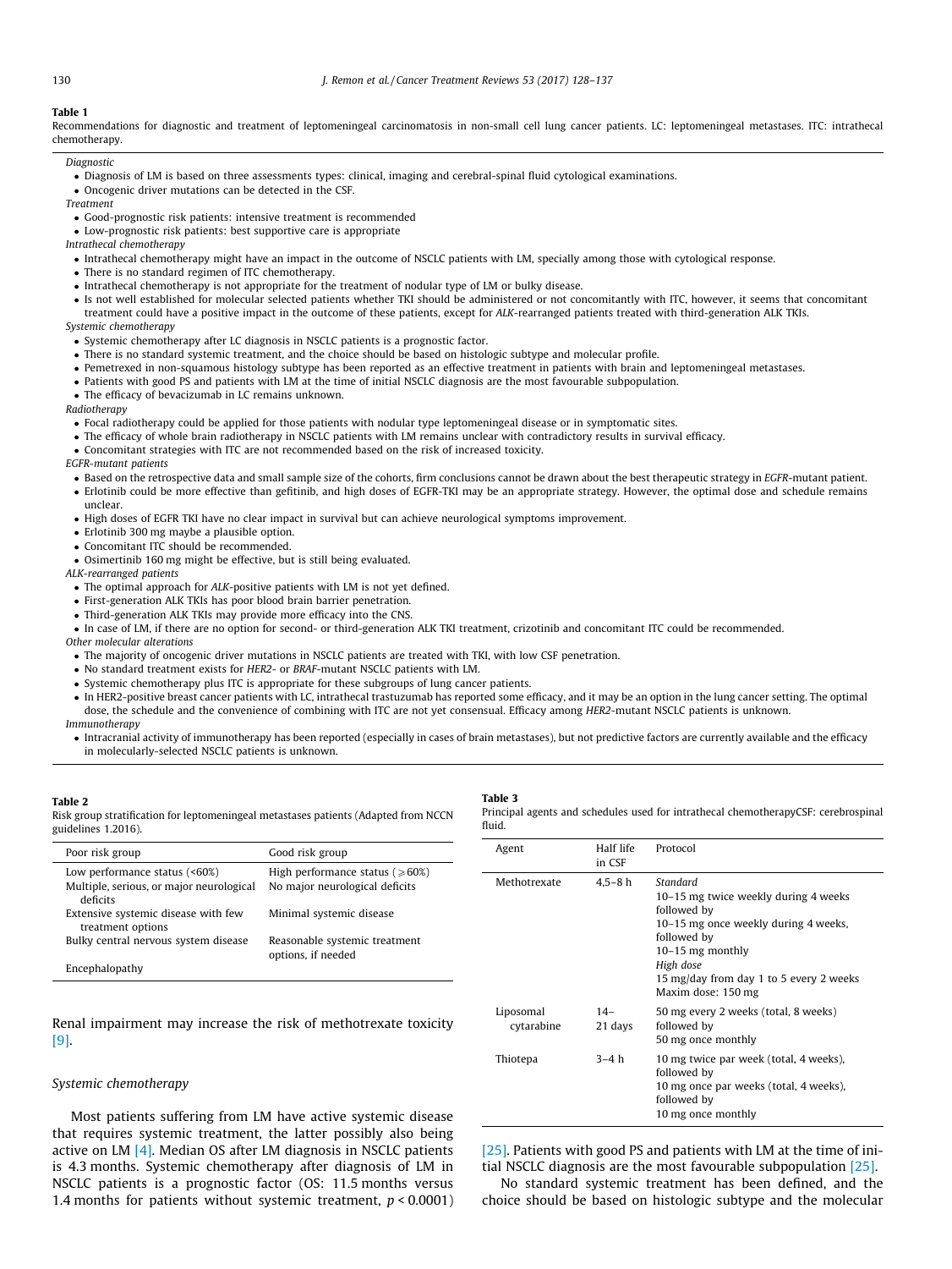**Table 1**
Recommendations for diagnostic and treatment of leptomeningeal carcinomatosis in non-small cell lung cancer patients. LC: leptomeningeal metastases. ITC: intrathecal chemotherapy.

*Diagnostic*

- Diagnosis of LM is based on three assessments types: clinical, imaging and cerebral-spinal fluid cytological examinations.
- Oncogenic driver mutations can be detected in the CSF.

*Treatment*

- Good-prognostic risk patients: intensive treatment is recommended
- Low-prognostic risk patients: best supportive care is appropriate

*Intrathecal chemotherapy*

- Intrathecal chemotherapy might have an impact in the outcome of NSCLC patients with LM, specially among those with cytological response.
- There is no standard regimen of ITC chemotherapy.
- Intrathecal chemotherapy is not appropriate for the treatment of nodular type of LM or bulky disease.
- Is not well established for molecular selected patients whether TKI should be administered or not concomitantly with ITC, however, it seems that concomitant treatment could have a positive impact in the outcome of these patients, except for *ALK*-rearranged patients treated with third-generation ALK TKIs.

*Systemic chemotherapy*

- Systemic chemotherapy after LC diagnosis in NSCLC patients is a prognostic factor.
- There is no standard systemic treatment, and the choice should be based on histologic subtype and molecular profile.
- Pemetrexed in non-squamous histology subtype has been reported as an effective treatment in patients with brain and leptomeningeal metastases.
- Patients with good PS and patients with LM at the time of initial NSCLC diagnosis are the most favourable subpopulation.
- The efficacy of bevacizumab in LC remains unknown.

*Radiotherapy*

- Focal radiotherapy could be applied for those patients with nodular type leptomeningeal disease or in symptomatic sites.
- The efficacy of whole brain radiotherapy in NSCLC patients with LM remains unclear with contradictory results in survival efficacy.
- Concomitant strategies with ITC are not recommended based on the risk of increased toxicity.

*EGFR-mutant patients*

- Based on the retrospective data and small sample size of the cohorts, firm conclusions cannot be drawn about the best therapeutic strategy in *EGFR*-mutant patient.
- Erlotinib could be more effective than gefitinib, and high doses of EGFR-TKI may be an appropriate strategy. However, the optimal dose and schedule remains unclear.
- High doses of EGFR TKI have no clear impact in survival but can achieve neurological symptoms improvement.
- Erlotinib 300 mg maybe a plausible option.
- Concomitant ITC should be recommended.
- Osimertinib 160 mg might be effective, but is still being evaluated.

*ALK-rearranged patients*

- The optimal approach for *ALK*-positive patients with LM is not yet defined.
- First-generation ALK TKIs has poor blood brain barrier penetration.
- Third-generation ALK TKIs may provide more efficacy into the CNS.
- In case of LM, if there are no option for second- or third-generation ALK TKI treatment, crizotinib and concomitant ITC could be recommended.

*Other molecular alterations*

- The majority of oncogenic driver mutations in NSCLC patients are treated with TKI, with low CSF penetration.
- No standard treatment exists for *HER2*- or *BRAF*-mutant NSCLC patients with LM.
- Systemic chemotherapy plus ITC is appropriate for these subgroups of lung cancer patients.
- In HER2-positive breast cancer patients with LC, intrathecal trastuzumab has reported some efficacy, and it may be an option in the lung cancer setting. The optimal dose, the schedule and the convenience of combining with ITC are not yet consensual. Efficacy among *HER2*-mutant NSCLC patients is unknown.

*Immunotherapy*

- Intracranial activity of immunotherapy has been reported (especially in cases of brain metastases), but not predictive factors are currently available and the efficacy in molecularly-selected NSCLC patients is unknown.

**Table 2**
Risk group stratification for leptomeningeal metastases patients (Adapted from NCCN guidelines 1.2016).

| Poor risk group | Good risk group |
|---|---|
| Low performance status (<60%) | High performance status (⩾60%) |
| Multiple, serious, or major neurological deficits | No major neurological deficits |
| Extensive systemic disease with few treatment options | Minimal systemic disease |
| Bulky central nervous system disease | Reasonable systemic treatment options, if needed |
| Encephalopathy | |

Renal impairment may increase the risk of methotrexate toxicity [9].

### Systemic chemotherapy

Most patients suffering from LM have active systemic disease that requires systemic treatment, the latter possibly also being active on LM [4]. Median OS after LM diagnosis in NSCLC patients is 4.3 months. Systemic chemotherapy after diagnosis of LM in NSCLC patients is a prognostic factor (OS: 11.5 months versus 1.4 months for patients without systemic treatment, $p < 0.0001$) [25]. Patients with good PS and patients with LM at the time of initial NSCLC diagnosis are the most favourable subpopulation [25].

No standard systemic treatment has been defined, and the choice should be based on histologic subtype and the molecular

**Table 3**
Principal agents and schedules used for intrathecal chemotherapyCSF: cerebrospinal fluid.

| Agent | Half life in CSF | Protocol |
|---|---|---|
| Methotrexate | 4,5–8 h | *Standard*<br>10–15 mg twice weekly during 4 weeks followed by<br>10–15 mg once weekly during 4 weeks, followed by<br>10–15 mg monthly<br>*High dose*<br>15 mg/day from day 1 to 5 every 2 weeks<br>Maxim dose: 150 mg |
| Liposomal cytarabine | 14–21 days | 50 mg every 2 weeks (total, 8 weeks) followed by<br>50 mg once monthly |
| Thiotepa | 3–4 h | 10 mg twice par week (total, 4 weeks), followed by<br>10 mg once par weeks (total, 4 weeks), followed by<br>10 mg once monthly |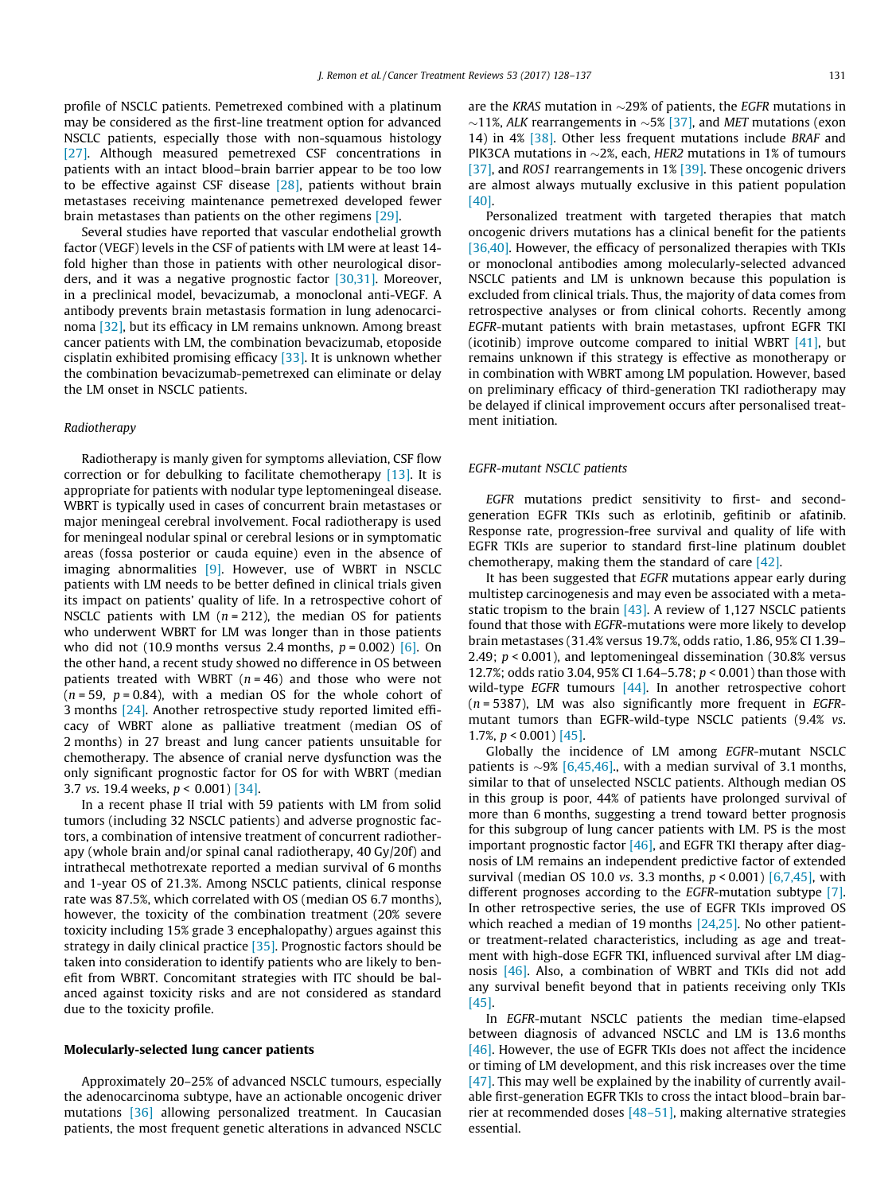profile of NSCLC patients. Pemetrexed combined with a platinum may be considered as the first-line treatment option for advanced NSCLC patients, especially those with non-squamous histology [27]. Although measured pemetrexed CSF concentrations in patients with an intact blood–brain barrier appear to be too low to be effective against CSF disease [28], patients without brain metastases receiving maintenance pemetrexed developed fewer brain metastases than patients on the other regimens [29].

Several studies have reported that vascular endothelial growth factor (VEGF) levels in the CSF of patients with LM were at least 14-fold higher than those in patients with other neurological disorders, and it was a negative prognostic factor [30,31]. Moreover, in a preclinical model, bevacizumab, a monoclonal anti-VEGF. A antibody prevents brain metastasis formation in lung adenocarcinoma [32], but its efficacy in LM remains unknown. Among breast cancer patients with LM, the combination bevacizumab, etoposide cisplatin exhibited promising efficacy [33]. It is unknown whether the combination bevacizumab-pemetrexed can eliminate or delay the LM onset in NSCLC patients.

### *Radiotherapy*

Radiotherapy is manly given for symptoms alleviation, CSF flow correction or for debulking to facilitate chemotherapy [13]. It is appropriate for patients with nodular type leptomeningeal disease. WBRT is typically used in cases of concurrent brain metastases or major meningeal cerebral involvement. Focal radiotherapy is used for meningeal nodular spinal or cerebral lesions or in symptomatic areas (fossa posterior or cauda equine) even in the absence of imaging abnormalities [9]. However, use of WBRT in NSCLC patients with LM needs to be better defined in clinical trials given its impact on patients' quality of life. In a retrospective cohort of NSCLC patients with LM ($n = 212$), the median OS for patients who underwent WBRT for LM was longer than in those patients who did not (10.9 months versus 2.4 months, $p = 0.002$) [6]. On the other hand, a recent study showed no difference in OS between patients treated with WBRT ($n = 46$) and those who were not ($n = 59$, $p = 0.84$), with a median OS for the whole cohort of 3 months [24]. Another retrospective study reported limited efficacy of WBRT alone as palliative treatment (median OS of 2 months) in 27 breast and lung cancer patients unsuitable for chemotherapy. The absence of cranial nerve dysfunction was the only significant prognostic factor for OS for with WBRT (median 3.7 *vs.* 19.4 weeks, $p < 0.001$) [34].

In a recent phase II trial with 59 patients with LM from solid tumors (including 32 NSCLC patients) and adverse prognostic factors, a combination of intensive treatment of concurrent radiotherapy (whole brain and/or spinal canal radiotherapy, 40 Gy/20f) and intrathecal methotrexate reported a median survival of 6 months and 1-year OS of 21.3%. Among NSCLC patients, clinical response rate was 87.5%, which correlated with OS (median OS 6.7 months), however, the toxicity of the combination treatment (20% severe toxicity including 15% grade 3 encephalopathy) argues against this strategy in daily clinical practice [35]. Prognostic factors should be taken into consideration to identify patients who are likely to benefit from WBRT. Concomitant strategies with ITC should be balanced against toxicity risks and are not considered as standard due to the toxicity profile.

## Molecularly-selected lung cancer patients

Approximately 20–25% of advanced NSCLC tumours, especially the adenocarcinoma subtype, have an actionable oncogenic driver mutations [36] allowing personalized treatment. In Caucasian patients, the most frequent genetic alterations in advanced NSCLC are the *KRAS* mutation in ~29% of patients, the *EGFR* mutations in ~11%, *ALK* rearrangements in ~5% [37], and *MET* mutations (exon 14) in 4% [38]. Other less frequent mutations include *BRAF* and PIK3CA mutations in ~2%, each, *HER2* mutations in 1% of tumours [37], and *ROS1* rearrangements in 1% [39]. These oncogenic drivers are almost always mutually exclusive in this patient population [40].

Personalized treatment with targeted therapies that match oncogenic drivers mutations has a clinical benefit for the patients [36,40]. However, the efficacy of personalized therapies with TKIs or monoclonal antibodies among molecularly-selected advanced NSCLC patients and LM is unknown because this population is excluded from clinical trials. Thus, the majority of data comes from retrospective analyses or from clinical cohorts. Recently among *EGFR*-mutant patients with brain metastases, upfront EGFR TKI (icotinib) improve outcome compared to initial WBRT [41], but remains unknown if this strategy is effective as monotherapy or in combination with WBRT among LM population. However, based on preliminary efficacy of third-generation TKI radiotherapy may be delayed if clinical improvement occurs after personalised treatment initiation.

### *EGFR-mutant NSCLC patients*

*EGFR* mutations predict sensitivity to first- and second-generation EGFR TKIs such as erlotinib, gefitinib or afatinib. Response rate, progression-free survival and quality of life with EGFR TKIs are superior to standard first-line platinum doublet chemotherapy, making them the standard of care [42].

It has been suggested that *EGFR* mutations appear early during multistep carcinogenesis and may even be associated with a metastatic tropism to the brain [43]. A review of 1,127 NSCLC patients found that those with *EGFR*-mutations were more likely to develop brain metastases (31.4% versus 19.7%, odds ratio, 1.86, 95% CI 1.39–2.49; $p < 0.001$), and leptomeningeal dissemination (30.8% versus 12.7%; odds ratio 3.04, 95% CI 1.64–5.78; $p < 0.001$) than those with wild-type *EGFR* tumours [44]. In another retrospective cohort ($n = 5387$), LM was also significantly more frequent in *EGFR*-mutant tumors than EGFR-wild-type NSCLC patients (9.4% *vs.* 1.7%, $p < 0.001$) [45].

Globally the incidence of LM among *EGFR*-mutant NSCLC patients is ~9% [6,45,46]., with a median survival of 3.1 months, similar to that of unselected NSCLC patients. Although median OS in this group is poor, 44% of patients have prolonged survival of more than 6 months, suggesting a trend toward better prognosis for this subgroup of lung cancer patients with LM. PS is the most important prognostic factor [46], and EGFR TKI therapy after diagnosis of LM remains an independent predictive factor of extended survival (median OS 10.0 *vs.* 3.3 months, $p < 0.001$) [6,7,45], with different prognoses according to the *EGFR*-mutation subtype [7]. In other retrospective series, the use of EGFR TKIs improved OS which reached a median of 19 months [24,25]. No other patient- or treatment-related characteristics, including as age and treatment with high-dose EGFR TKI, influenced survival after LM diagnosis [46]. Also, a combination of WBRT and TKIs did not add any survival benefit beyond that in patients receiving only TKIs [45].

In *EGFR*-mutant NSCLC patients the median time-elapsed between diagnosis of advanced NSCLC and LM is 13.6 months [46]. However, the use of EGFR TKIs does not affect the incidence or timing of LM development, and this risk increases over the time [47]. This may well be explained by the inability of currently available first-generation EGFR TKIs to cross the intact blood–brain barrier at recommended doses [48–51], making alternative strategies essential.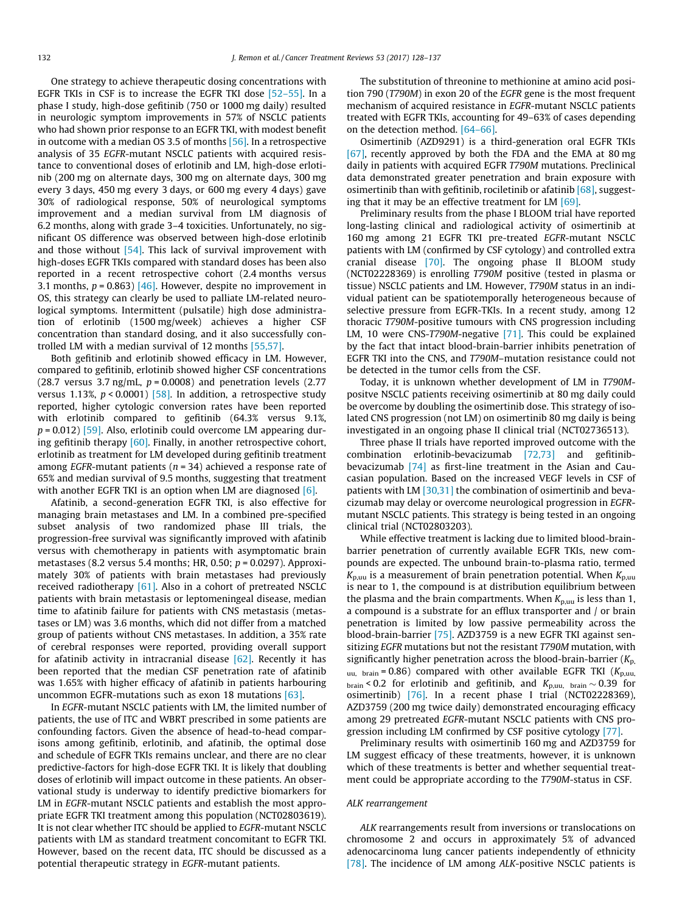One strategy to achieve therapeutic dosing concentrations with EGFR TKIs in CSF is to increase the EGFR TKI dose [52–55]. In a phase I study, high-dose gefitinib (750 or 1000 mg daily) resulted in neurologic symptom improvements in 57% of NSCLC patients who had shown prior response to an EGFR TKI, with modest benefit in outcome with a median OS 3.5 of months [56]. In a retrospective analysis of 35 *EGFR*-mutant NSCLC patients with acquired resistance to conventional doses of erlotinib and LM, high-dose erlotinib (200 mg on alternate days, 300 mg on alternate days, 300 mg every 3 days, 450 mg every 3 days, or 600 mg every 4 days) gave 30% of radiological response, 50% of neurological symptoms improvement and a median survival from LM diagnosis of 6.2 months, along with grade 3–4 toxicities. Unfortunately, no significant OS difference was observed between high-dose erlotinib and those without [54]. This lack of survival improvement with high-doses EGFR TKIs compared with standard doses has been also reported in a recent retrospective cohort (2.4 months versus 3.1 months, $p = 0.863$) [46]. However, despite no improvement in OS, this strategy can clearly be used to palliate LM-related neurological symptoms. Intermittent (pulsatile) high dose administration of erlotinib (1500 mg/week) achieves a higher CSF concentration than standard dosing, and it also successfully controlled LM with a median survival of 12 months [55,57].

Both gefitinib and erlotinib showed efficacy in LM. However, compared to gefitinib, erlotinib showed higher CSF concentrations (28.7 versus 3.7 ng/mL, $p = 0.0008$) and penetration levels (2.77 versus 1.13%, $p < 0.0001$) [58]. In addition, a retrospective study reported, higher cytologic conversion rates have been reported with erlotinib compared to gefitinib (64.3% versus 9.1%, $p = 0.012$) [59]. Also, erlotinib could overcome LM appearing during gefitinib therapy [60]. Finally, in another retrospective cohort, erlotinib as treatment for LM developed during gefitinib treatment among *EGFR*-mutant patients ($n = 34$) achieved a response rate of 65% and median survival of 9.5 months, suggesting that treatment with another EGFR TKI is an option when LM are diagnosed [6].

Afatinib, a second-generation EGFR TKI, is also effective for managing brain metastases and LM. In a combined pre-specified subset analysis of two randomized phase III trials, the progression-free survival was significantly improved with afatinib versus with chemotherapy in patients with asymptomatic brain metastases (8.2 versus 5.4 months; HR, 0.50; $p = 0.0297$). Approximately 30% of patients with brain metastases had previously received radiotherapy [61]. Also in a cohort of pretreated NSCLC patients with brain metastasis or leptomeningeal disease, median time to afatinib failure for patients with CNS metastasis (metastases or LM) was 3.6 months, which did not differ from a matched group of patients without CNS metastases. In addition, a 35% rate of cerebral responses were reported, providing overall support for afatinib activity in intracranial disease [62]. Recently it has been reported that the median CSF penetration rate of afatinib was 1.65% with higher efficacy of afatinib in patients harbouring uncommon EGFR-mutations such as exon 18 mutations [63].

In *EGFR*-mutant NSCLC patients with LM, the limited number of patients, the use of ITC and WBRT prescribed in some patients are confounding factors. Given the absence of head-to-head comparisons among gefitinib, erlotinib, and afatinib, the optimal dose and schedule of EGFR TKIs remains unclear, and there are no clear predictive-factors for high-dose EGFR TKI. It is likely that doubling doses of erlotinib will impact outcome in these patients. An observational study is underway to identify predictive biomarkers for LM in *EGFR*-mutant NSCLC patients and establish the most appropriate EGFR TKI treatment among this population (NCT02803619). It is not clear whether ITC should be applied to *EGFR*-mutant NSCLC patients with LM as standard treatment concomitant to EGFR TKI. However, based on the recent data, ITC should be discussed as a potential therapeutic strategy in *EGFR*-mutant patients.

The substitution of threonine to methionine at amino acid position 790 (*T790M*) in exon 20 of the *EGFR* gene is the most frequent mechanism of acquired resistance in *EGFR*-mutant NSCLC patients treated with EGFR TKIs, accounting for 49–63% of cases depending on the detection method. [64–66].

Osimertinib (AZD9291) is a third-generation oral EGFR TKIs [67], recently approved by both the FDA and the EMA at 80 mg daily in patients with acquired EGFR *T790M* mutations. Preclinical data demonstrated greater penetration and brain exposure with osimertinib than with gefitinib, rociletinib or afatinib [68], suggesting that it may be an effective treatment for LM [69].

Preliminary results from the phase I BLOOM trial have reported long-lasting clinical and radiological activity of osimertinib at 160 mg among 21 EGFR TKI pre-treated *EGFR*-mutant NSCLC patients with LM (confirmed by CSF cytology) and controlled extra cranial disease [70]. The ongoing phase II BLOOM study (NCT02228369) is enrolling *T790M* positive (tested in plasma or tissue) NSCLC patients and LM. However, *T790M* status in an individual patient can be spatiotemporally heterogeneous because of selective pressure from EGFR-TKIs. In a recent study, among 12 thoracic *T790M*-positive tumours with CNS progression including LM, 10 were CNS-*T790M*-negative [71]. This could be explained by the fact that intact blood-brain-barrier inhibits penetration of EGFR TKI into the CNS, and *T790M*–mutation resistance could not be detected in the tumor cells from the CSF.

Today, it is unknown whether development of LM in *T790M*-positve NSCLC patients receiving osimertinib at 80 mg daily could be overcome by doubling the osimertinib dose. This strategy of isolated CNS progression (not LM) on osimertinib 80 mg daily is being investigated in an ongoing phase II clinical trial (NCT02736513).

Three phase II trials have reported improved outcome with the combination erlotinib-bevacizumab [72,73] and gefitinib-bevacizumab [74] as first-line treatment in the Asian and Caucasian population. Based on the increased VEGF levels in CSF of patients with LM [30,31] the combination of osimertinib and bevacizumab may delay or overcome neurological progression in *EGFR*-mutant NSCLC patients. This strategy is being tested in an ongoing clinical trial (NCT02803203).

While effective treatment is lacking due to limited blood-brain-barrier penetration of currently available EGFR TKIs, new compounds are expected. The unbound brain-to-plasma ratio, termed $K_{p,uu}$ is a measurement of brain penetration potential. When $K_{p,uu}$ is near to 1, the compound is at distribution equilibrium between the plasma and the brain compartments. When $K_{p,uu}$ is less than 1, a compound is a substrate for an efflux transporter and / or brain penetration is limited by low passive permeability across the blood-brain-barrier [75]. AZD3759 is a new EGFR TKI against sensitizing *EGFR* mutations but not the resistant *T790M* mutation, with significantly higher penetration across the blood-brain-barrier ($K_{p,uu,\ brain} = 0.86$) compared with other available EGFR TKI ($K_{p,uu,\ brain} < 0.2$ for erlotinib and gefitinib, and $K_{p,uu,\ brain} \sim 0.39$ for osimertinib) [76]. In a recent phase I trial (NCT02228369), AZD3759 (200 mg twice daily) demonstrated encouraging efficacy among 29 pretreated *EGFR*-mutant NSCLC patients with CNS progression including LM confirmed by CSF positive cytology [77].

Preliminary results with osimertinib 160 mg and AZD3759 for LM suggest efficacy of these treatments, however, it is unknown which of these treatments is better and whether sequential treatment could be appropriate according to the *T790M*-status in CSF.

### *ALK rearrangement*

*ALK* rearrangements result from inversions or translocations on chromosome 2 and occurs in approximately 5% of advanced adenocarcinoma lung cancer patients independently of ethnicity [78]. The incidence of LM among *ALK*-positive NSCLC patients is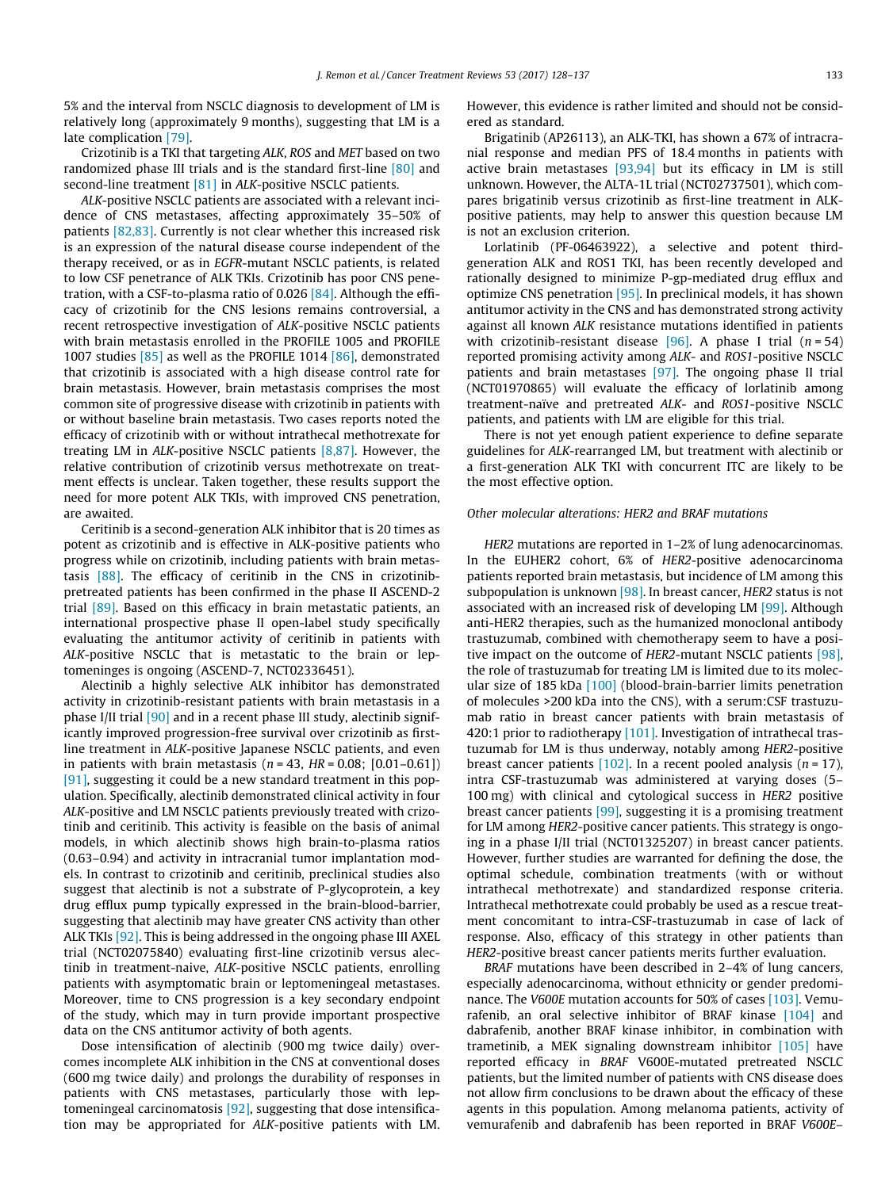5% and the interval from NSCLC diagnosis to development of LM is relatively long (approximately 9 months), suggesting that LM is a late complication [79].

Crizotinib is a TKI that targeting *ALK*, *ROS* and *MET* based on two randomized phase III trials and is the standard first-line [80] and second-line treatment [81] in *ALK*-positive NSCLC patients.

*ALK*-positive NSCLC patients are associated with a relevant incidence of CNS metastases, affecting approximately 35–50% of patients [82,83]. Currently is not clear whether this increased risk is an expression of the natural disease course independent of the therapy received, or as in *EGFR*-mutant NSCLC patients, is related to low CSF penetrance of ALK TKIs. Crizotinib has poor CNS penetration, with a CSF-to-plasma ratio of 0.026 [84]. Although the efficacy of crizotinib for the CNS lesions remains controversial, a recent retrospective investigation of *ALK*-positive NSCLC patients with brain metastasis enrolled in the PROFILE 1005 and PROFILE 1007 studies [85] as well as the PROFILE 1014 [86], demonstrated that crizotinib is associated with a high disease control rate for brain metastasis. However, brain metastasis comprises the most common site of progressive disease with crizotinib in patients with or without baseline brain metastasis. Two cases reports noted the efficacy of crizotinib with or without intrathecal methotrexate for treating LM in *ALK*-positive NSCLC patients [8,87]. However, the relative contribution of crizotinib versus methotrexate on treatment effects is unclear. Taken together, these results support the need for more potent ALK TKIs, with improved CNS penetration, are awaited.

Ceritinib is a second-generation ALK inhibitor that is 20 times as potent as crizotinib and is effective in ALK-positive patients who progress while on crizotinib, including patients with brain metastasis [88]. The efficacy of ceritinib in the CNS in crizotinib-pretreated patients has been confirmed in the phase II ASCEND-2 trial [89]. Based on this efficacy in brain metastatic patients, an international prospective phase II open-label study specifically evaluating the antitumor activity of ceritinib in patients with *ALK*-positive NSCLC that is metastatic to the brain or leptomeninges is ongoing (ASCEND-7, NCT02336451).

Alectinib a highly selective ALK inhibitor has demonstrated activity in crizotinib-resistant patients with brain metastasis in a phase I/II trial [90] and in a recent phase III study, alectinib significantly improved progression-free survival over crizotinib as first-line treatment in *ALK*-positive Japanese NSCLC patients, and even in patients with brain metastasis ($n = 43$, $HR = 0.08$; [0.01–0.61]) [91], suggesting it could be a new standard treatment in this population. Specifically, alectinib demonstrated clinical activity in four *ALK*-positive and LM NSCLC patients previously treated with crizotinib and ceritinib. This activity is feasible on the basis of animal models, in which alectinib shows high brain-to-plasma ratios (0.63–0.94) and activity in intracranial tumor implantation models. In contrast to crizotinib and ceritinib, preclinical studies also suggest that alectinib is not a substrate of P-glycoprotein, a key drug efflux pump typically expressed in the brain-blood-barrier, suggesting that alectinib may have greater CNS activity than other ALK TKIs [92]. This is being addressed in the ongoing phase III AXEL trial (NCT02075840) evaluating first-line crizotinib versus alectinib in treatment-naive, *ALK*-positive NSCLC patients, enrolling patients with asymptomatic brain or leptomeningeal metastases. Moreover, time to CNS progression is a key secondary endpoint of the study, which may in turn provide important prospective data on the CNS antitumor activity of both agents.

Dose intensification of alectinib (900 mg twice daily) overcomes incomplete ALK inhibition in the CNS at conventional doses (600 mg twice daily) and prolongs the durability of responses in patients with CNS metastases, particularly those with leptomeningeal carcinomatosis [92], suggesting that dose intensification may be appropriated for *ALK*-positive patients with LM. However, this evidence is rather limited and should not be considered as standard.

Brigatinib (AP26113), an ALK-TKI, has shown a 67% of intracranial response and median PFS of 18.4 months in patients with active brain metastases [93,94] but its efficacy in LM is still unknown. However, the ALTA-1L trial (NCT02737501), which compares brigatinib versus crizotinib as first-line treatment in ALK-positive patients, may help to answer this question because LM is not an exclusion criterion.

Lorlatinib (PF-06463922), a selective and potent third-generation ALK and ROS1 TKI, has been recently developed and rationally designed to minimize P-gp-mediated drug efflux and optimize CNS penetration [95]. In preclinical models, it has shown antitumor activity in the CNS and has demonstrated strong activity against all known *ALK* resistance mutations identified in patients with crizotinib-resistant disease [96]. A phase I trial ($n = 54$) reported promising activity among *ALK*- and *ROS1*-positive NSCLC patients and brain metastases [97]. The ongoing phase II trial (NCT01970865) will evaluate the efficacy of lorlatinib among treatment-naïve and pretreated *ALK*- and *ROS1*-positive NSCLC patients, and patients with LM are eligible for this trial.

There is not yet enough patient experience to define separate guidelines for *ALK*-rearranged LM, but treatment with alectinib or a first-generation ALK TKI with concurrent ITC are likely to be the most effective option.

### *Other molecular alterations: HER2 and BRAF mutations*

*HER2* mutations are reported in 1–2% of lung adenocarcinomas. In the EUHER2 cohort, 6% of *HER2*-positive adenocarcinoma patients reported brain metastasis, but incidence of LM among this subpopulation is unknown [98]. In breast cancer, *HER2* status is not associated with an increased risk of developing LM [99]. Although anti-HER2 therapies, such as the humanized monoclonal antibody trastuzumab, combined with chemotherapy seem to have a positive impact on the outcome of *HER2*-mutant NSCLC patients [98], the role of trastuzumab for treating LM is limited due to its molecular size of 185 kDa [100] (blood-brain-barrier limits penetration of molecules >200 kDa into the CNS), with a serum:CSF trastuzumab ratio in breast cancer patients with brain metastasis of 420:1 prior to radiotherapy [101]. Investigation of intrathecal trastuzumab for LM is thus underway, notably among *HER2*-positive breast cancer patients [102]. In a recent pooled analysis ($n = 17$), intra CSF-trastuzumab was administered at varying doses (5–100 mg) with clinical and cytological success in *HER2* positive breast cancer patients [99], suggesting it is a promising treatment for LM among *HER2*-positive cancer patients. This strategy is ongoing in a phase I/II trial (NCT01325207) in breast cancer patients. However, further studies are warranted for defining the dose, the optimal schedule, combination treatments (with or without intrathecal methotrexate) and standardized response criteria. Intrathecal methotrexate could probably be used as a rescue treatment concomitant to intra-CSF-trastuzumab in case of lack of response. Also, efficacy of this strategy in other patients than *HER2*-positive breast cancer patients merits further evaluation.

*BRAF* mutations have been described in 2–4% of lung cancers, especially adenocarcinoma, without ethnicity or gender predominance. The *V600E* mutation accounts for 50% of cases [103]. Vemurafenib, an oral selective inhibitor of BRAF kinase [104] and dabrafenib, another BRAF kinase inhibitor, in combination with trametinib, a MEK signaling downstream inhibitor [105] have reported efficacy in *BRAF* V600E-mutated pretreated NSCLC patients, but the limited number of patients with CNS disease does not allow firm conclusions to be drawn about the efficacy of these agents in this population. Among melanoma patients, activity of vemurafenib and dabrafenib has been reported in BRAF *V600E*–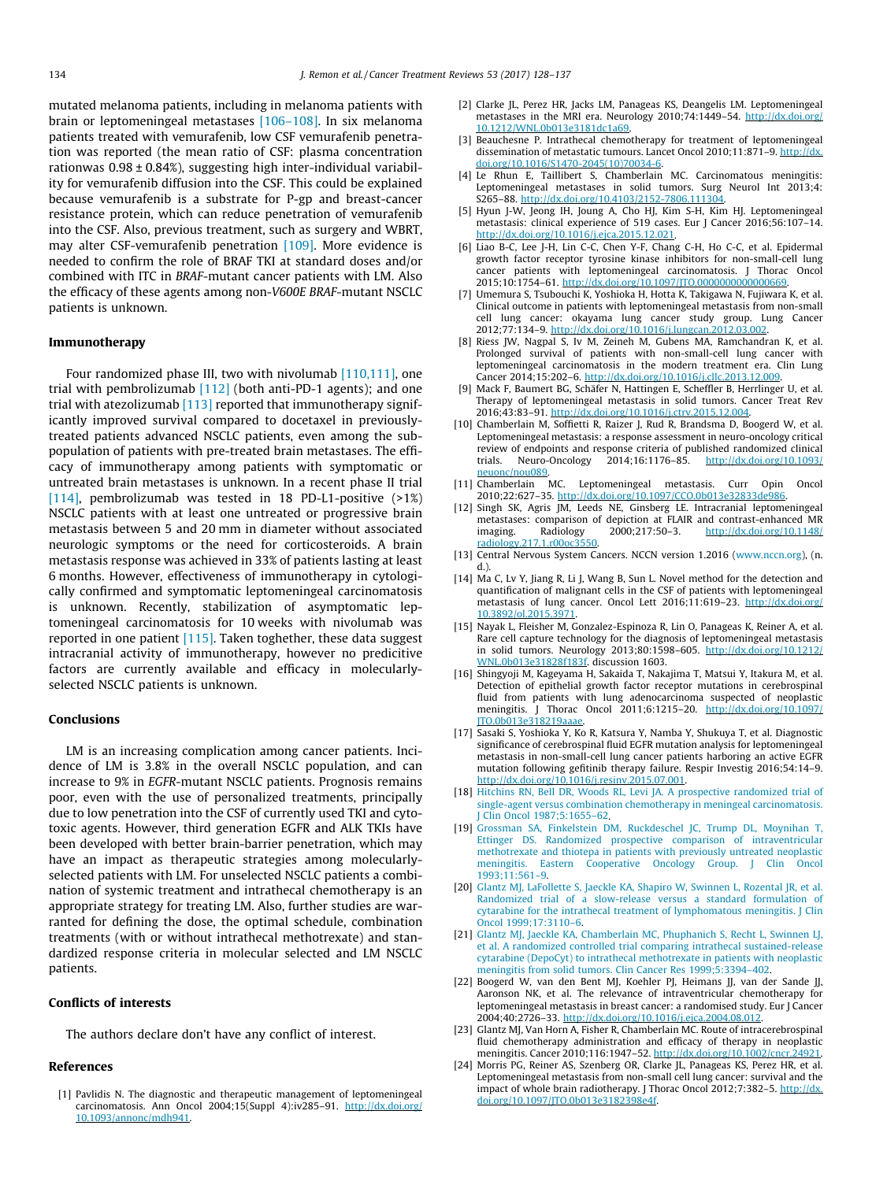mutated melanoma patients, including in melanoma patients with brain or leptomeningeal metastases [106–108]. In six melanoma patients treated with vemurafenib, low CSF vemurafenib penetration was reported (the mean ratio of CSF: plasma concentration rationwas 0.98 ± 0.84%), suggesting high inter-individual variability for vemurafenib diffusion into the CSF. This could be explained because vemurafenib is a substrate for P-gp and breast-cancer resistance protein, which can reduce penetration of vemurafenib into the CSF. Also, previous treatment, such as surgery and WBRT, may alter CSF-vemurafenib penetration [109]. More evidence is needed to confirm the role of BRAF TKI at standard doses and/or combined with ITC in *BRAF*-mutant cancer patients with LM. Also the efficacy of these agents among non-*V600E BRAF*-mutant NSCLC patients is unknown.

## Immunotherapy

Four randomized phase III, two with nivolumab [110,111], one trial with pembrolizumab [112] (both anti-PD-1 agents); and one trial with atezolizumab [113] reported that immunotherapy significantly improved survival compared to docetaxel in previously-treated patients advanced NSCLC patients, even among the subpopulation of patients with pre-treated brain metastases. The efficacy of immunotherapy among patients with symptomatic or untreated brain metastases is unknown. In a recent phase II trial [114], pembrolizumab was tested in 18 PD-L1-positive (>1%) NSCLC patients with at least one untreated or progressive brain metastasis between 5 and 20 mm in diameter without associated neurologic symptoms or the need for corticosteroids. A brain metastasis response was achieved in 33% of patients lasting at least 6 months. However, effectiveness of immunotherapy in cytologically confirmed and symptomatic leptomeningeal carcinomatosis is unknown. Recently, stabilization of asymptomatic leptomeningeal carcinomatosis for 10 weeks with nivolumab was reported in one patient [115]. Taken toghether, these data suggest intracranial activity of immunotherapy, however no predicitive factors are currently available and efficacy in molecularly-selected NSCLC patients is unknown.

## Conclusions

LM is an increasing complication among cancer patients. Incidence of LM is 3.8% in the overall NSCLC population, and can increase to 9% in *EGFR*-mutant NSCLC patients. Prognosis remains poor, even with the use of personalized treatments, principally due to low penetration into the CSF of currently used TKI and cytotoxic agents. However, third generation EGFR and ALK TKIs have been developed with better brain-barrier penetration, which may have an impact as therapeutic strategies among molecularly-selected patients with LM. For unselected NSCLC patients a combination of systemic treatment and intrathecal chemotherapy is an appropriate strategy for treating LM. Also, further studies are warranted for defining the dose, the optimal schedule, combination treatments (with or without intrathecal methotrexate) and standardized response criteria in molecular selected and LM NSCLC patients.

## Conflicts of interests

The authors declare don't have any conflict of interest.

## References

[1] Pavlidis N. The diagnostic and therapeutic management of leptomeningeal carcinomatosis. Ann Oncol 2004;15(Suppl 4):iv285–91. http://dx.doi.org/10.1093/annonc/mdh941.

[2] Clarke JL, Perez HR, Jacks LM, Panageas KS, Deangelis LM. Leptomeningeal metastases in the MRI era. Neurology 2010;74:1449–54. http://dx.doi.org/10.1212/WNL.0b013e3181dc1a69.

[3] Beauchesne P. Intrathecal chemotherapy for treatment of leptomeningeal dissemination of metastatic tumours. Lancet Oncol 2010;11:871–9. http://dx.doi.org/10.1016/S1470-2045(10)70034-6.

[4] Le Rhun E, Taillibert S, Chamberlain MC. Carcinomatous meningitis: Leptomeningeal metastases in solid tumors. Surg Neurol Int 2013;4:S265–88. http://dx.doi.org/10.4103/2152-7806.111304.

[5] Hyun J-W, Jeong IH, Joung A, Cho HJ, Kim S-H, Kim HJ. Leptomeningeal metastasis: clinical experience of 519 cases. Eur J Cancer 2016;56:107–14. http://dx.doi.org/10.1016/j.ejca.2015.12.021.

[6] Liao B-C, Lee J-H, Lin C-C, Chen Y-F, Chang C-H, Ho C-C, et al. Epidermal growth factor receptor tyrosine kinase inhibitors for non-small-cell lung cancer patients with leptomeningeal carcinomatosis. J Thorac Oncol 2015;10:1754–61. http://dx.doi.org/10.1097/JTO.0000000000000669.

[7] Umemura S, Tsubouchi K, Yoshioka H, Hotta K, Takigawa N, Fujiwara K, et al. Clinical outcome in patients with leptomeningeal metastasis from non-small cell lung cancer: okayama lung cancer study group. Lung Cancer 2012;77:134–9. http://dx.doi.org/10.1016/j.lungcan.2012.03.002.

[8] Riess JW, Nagpal S, Iv M, Zeineh M, Gubens MA, Ramchandran K, et al. Prolonged survival of patients with non-small-cell lung cancer with leptomeningeal carcinomatosis in the modern treatment era. Clin Lung Cancer 2014;15:202–6. http://dx.doi.org/10.1016/j.cllc.2013.12.009.

[9] Mack F, Baumert BG, Schäfer N, Hattingen E, Scheffler B, Herrlinger U, et al. Therapy of leptomeningeal metastasis in solid tumors. Cancer Treat Rev 2016;43:83–91. http://dx.doi.org/10.1016/j.ctrv.2015.12.004.

[10] Chamberlain M, Soffietti R, Raizer J, Rud R, Brandsma D, Boogerd W, et al. Leptomeningeal metastasis: a response assessment in neuro-oncology critical review of endpoints and response criteria of published randomized clinical trials. Neuro-Oncology 2014;16:1176–85. http://dx.doi.org/10.1093/neuonc/nou089.

[11] Chamberlain MC. Leptomeningeal metastasis. Curr Opin Oncol 2010;22:627–35. http://dx.doi.org/10.1097/CCO.0b013e32833de986.

[12] Singh SK, Agris JM, Leeds NE, Ginsberg LE. Intracranial leptomeningeal metastases: comparison of depiction at FLAIR and contrast-enhanced MR imaging. Radiology 2000;217:50–3. http://dx.doi.org/10.1148/radiology.217.1.r00oc3550.

[13] Central Nervous System Cancers. NCCN version 1.2016 (www.nccn.org), (n.d.).

[14] Ma C, Lv Y, Jiang R, Li J, Wang B, Sun L. Novel method for the detection and quantification of malignant cells in the CSF of patients with leptomeningeal metastasis of lung cancer. Oncol Lett 2016;11:619–23. http://dx.doi.org/10.3892/ol.2015.3971.

[15] Nayak L, Fleisher M, Gonzalez-Espinoza R, Lin O, Panageas K, Reiner A, et al. Rare cell capture technology for the diagnosis of leptomeningeal metastasis in solid tumors. Neurology 2013;80:1598–605. http://dx.doi.org/10.1212/WNL.0b013e31828f183f. discussion 1603.

[16] Shingyoji M, Kageyama H, Sakaida T, Nakajima T, Matsui Y, Itakura M, et al. Detection of epithelial growth factor receptor mutations in cerebrospinal fluid from patients with lung adenocarcinoma suspected of neoplastic meningitis. J Thorac Oncol 2011;6:1215–20. http://dx.doi.org/10.1097/JTO.0b013e318219aaae.

[17] Sasaki S, Yoshioka Y, Ko R, Katsura Y, Namba Y, Shukuya T, et al. Diagnostic significance of cerebrospinal fluid EGFR mutation analysis for leptomeningeal metastasis in non-small-cell lung cancer patients harboring an active EGFR mutation following gefitinib therapy failure. Respir Investig 2016;54:14–9. http://dx.doi.org/10.1016/j.resinv.2015.07.001.

[18] Hitchins RN, Bell DR, Woods RL, Levi JA. A prospective randomized trial of single-agent versus combination chemotherapy in meningeal carcinomatosis. J Clin Oncol 1987;5:1655–62.

[19] Grossman SA, Finkelstein DM, Ruckdeschel JC, Trump DL, Moynihan T, Ettinger DS. Randomized prospective comparison of intraventricular methotrexate and thiotepa in patients with previously untreated neoplastic meningitis. Eastern Cooperative Oncology Group. J Clin Oncol 1993;11:561–9.

[20] Glantz MJ, LaFollette S, Jaeckle KA, Shapiro W, Swinnen L, Rozental JR, et al. Randomized trial of a slow-release versus a standard formulation of cytarabine for the intrathecal treatment of lymphomatous meningitis. J Clin Oncol 1999;17:3110–6.

[21] Glantz MJ, Jaeckle KA, Chamberlain MC, Phuphanich S, Recht L, Swinnen LJ, et al. A randomized controlled trial comparing intrathecal sustained-release cytarabine (DepoCyt) to intrathecal methotrexate in patients with neoplastic meningitis from solid tumors. Clin Cancer Res 1999;5:3394–402.

[22] Boogerd W, van den Bent MJ, Koehler PJ, Heimans JJ, van der Sande JJ, Aaronson NK, et al. The relevance of intraventricular chemotherapy for leptomeningeal metastasis in breast cancer: a randomised study. Eur J Cancer 2004;40:2726–33. http://dx.doi.org/10.1016/j.ejca.2004.08.012.

[23] Glantz MJ, Van Horn A, Fisher R, Chamberlain MC. Route of intracerebrospinal fluid chemotherapy administration and efficacy of therapy in neoplastic meningitis. Cancer 2010;116:1947–52. http://dx.doi.org/10.1002/cncr.24921.

[24] Morris PG, Reiner AS, Szenberg OR, Clarke JL, Panageas KS, Perez HR, et al. Leptomeningeal metastasis from non-small cell lung cancer: survival and the impact of whole brain radiotherapy. J Thorac Oncol 2012;7:382–5. http://dx.doi.org/10.1097/JTO.0b013e3182398e4f.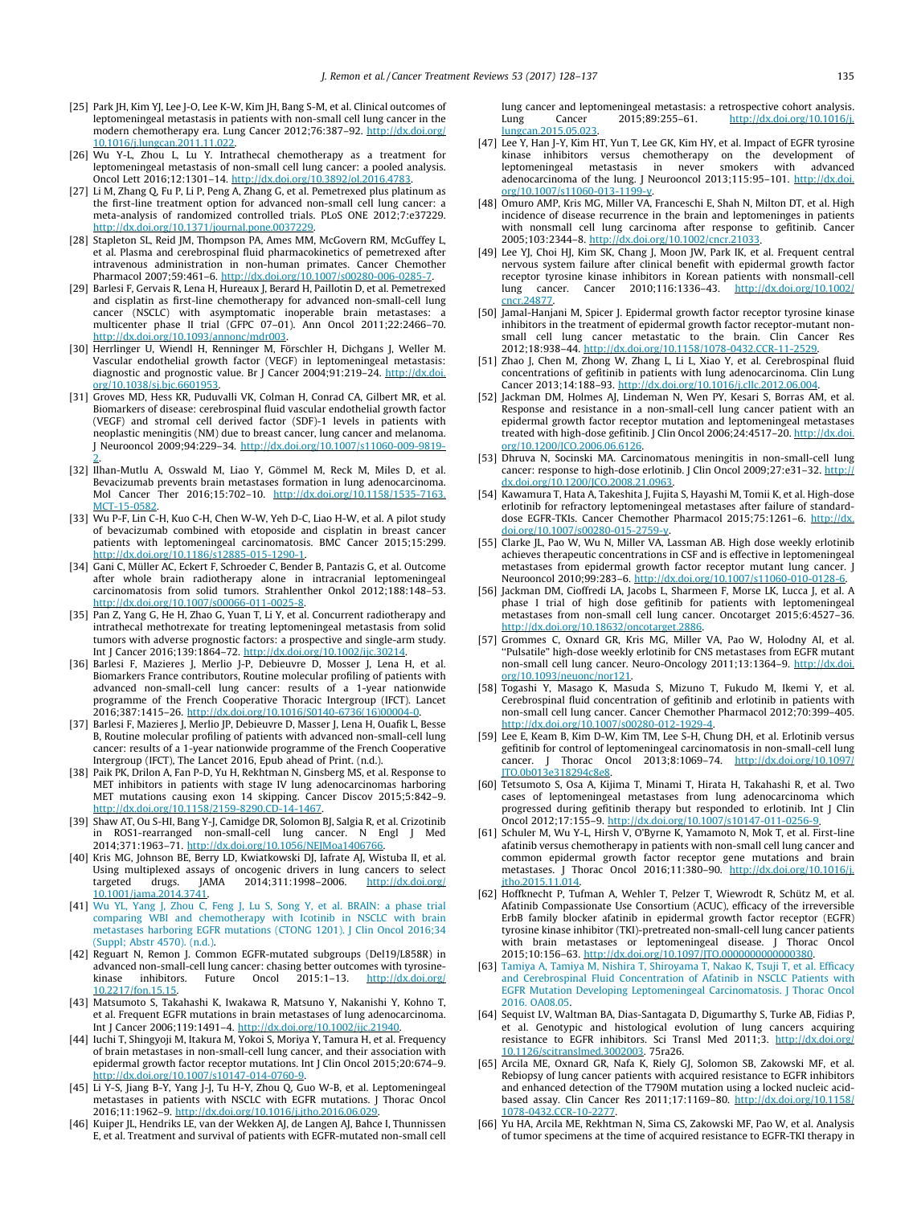[25] Park JH, Kim YJ, Lee J-O, Lee K-W, Kim JH, Bang S-M, et al. Clinical outcomes of leptomeningeal metastasis in patients with non-small cell lung cancer in the modern chemotherapy era. Lung Cancer 2012;76:387–92. http://dx.doi.org/10.1016/j.lungcan.2011.11.022.

[26] Wu Y-L, Zhou L, Lu Y. Intrathecal chemotherapy as a treatment for leptomeningeal metastasis of non-small cell lung cancer: a pooled analysis. Oncol Lett 2016;12:1301–14. http://dx.doi.org/10.3892/ol.2016.4783.

[27] Li M, Zhang Q, Fu P, Li P, Peng A, Zhang G, et al. Pemetrexed plus platinum as the first-line treatment option for advanced non-small cell lung cancer: a meta-analysis of randomized controlled trials. PLoS ONE 2012;7:e37229. http://dx.doi.org/10.1371/journal.pone.0037229.

[28] Stapleton SL, Reid JM, Thompson PA, Ames MM, McGovern RM, McGuffey L, et al. Plasma and cerebrospinal fluid pharmacokinetics of pemetrexed after intravenous administration in non-human primates. Cancer Chemother Pharmacol 2007;59:461–6. http://dx.doi.org/10.1007/s00280-006-0285-7.

[29] Barlesi F, Gervais R, Lena H, Hureaux J, Berard H, Paillotin D, et al. Pemetrexed and cisplatin as first-line chemotherapy for advanced non-small-cell lung cancer (NSCLC) with asymptomatic inoperable brain metastases: a multicenter phase II trial (GFPC 07-01). Ann Oncol 2011;22:2466–70. http://dx.doi.org/10.1093/annonc/mdr003.

[30] Herrlinger U, Wiendl H, Renninger M, Förschler H, Dichgans J, Weller M. Vascular endothelial growth factor (VEGF) in leptomeningeal metastasis: diagnostic and prognostic value. Br J Cancer 2004;91:219–24. http://dx.doi.org/10.1038/sj.bjc.6601953.

[31] Groves MD, Hess KR, Puduvalli VK, Colman H, Conrad CA, Gilbert MR, et al. Biomarkers of disease: cerebrospinal fluid vascular endothelial growth factor (VEGF) and stromal cell derived factor (SDF)-1 levels in patients with neoplastic meningitis (NM) due to breast cancer, lung cancer and melanoma. J Neurooncol 2009;94:229–34. http://dx.doi.org/10.1007/s11060-009-9819-2.

[32] Ilhan-Mutlu A, Osswald M, Liao Y, Gömmel M, Reck M, Miles D, et al. Bevacizumab prevents brain metastases formation in lung adenocarcinoma. Mol Cancer Ther 2016;15:702–10. http://dx.doi.org/10.1158/1535-7163.MCT-15-0582.

[33] Wu P-F, Lin C-H, Kuo C-H, Chen W-W, Yeh D-C, Liao H-W, et al. A pilot study of bevacizumab combined with etoposide and cisplatin in breast cancer patients with leptomeningeal carcinomatosis. BMC Cancer 2015;15:299. http://dx.doi.org/10.1186/s12885-015-1290-1.

[34] Gani C, Müller AC, Eckert F, Schroeder C, Bender B, Pantazis G, et al. Outcome after whole brain radiotherapy alone in intracranial leptomeningeal carcinomatosis from solid tumors. Strahlenther Onkol 2012;188:148–53. http://dx.doi.org/10.1007/s00066-011-0025-8.

[35] Pan Z, Yang G, He H, Zhao G, Yuan T, Li Y, et al. Concurrent radiotherapy and intrathecal methotrexate for treating leptomeningeal metastasis from solid tumors with adverse prognostic factors: a prospective and single-arm study. Int J Cancer 2016;139:1864–72. http://dx.doi.org/10.1002/ijc.30214.

[36] Barlesi F, Mazieres J, Merlio J-P, Debieuvre D, Mosser J, Lena H, et al. Biomarkers France contributors, Routine molecular profiling of patients with advanced non-small-cell lung cancer: results of a 1-year nationwide programme of the French Cooperative Thoracic Intergroup (IFCT). Lancet 2016;387:1415–26. http://dx.doi.org/10.1016/S0140-6736(16)00004-0.

[37] Barlesi F, Mazieres J, Merlio JP, Debieuvre D, Masser J, Lena H, Ouafik L, Besse B, Routine molecular profiling of patients with advanced non-small-cell lung cancer: results of a 1-year nationwide programme of the French Cooperative Intergroup (IFCT), The Lancet 2016, Epub ahead of Print. (n.d.).

[38] Paik PK, Drilon A, Fan P-D, Yu H, Rekhtman N, Ginsberg MS, et al. Response to MET inhibitors in patients with stage IV lung adenocarcinomas harboring MET mutations causing exon 14 skipping. Cancer Discov 2015;5:842–9. http://dx.doi.org/10.1158/2159-8290.CD-14-1467.

[39] Shaw AT, Ou S-HI, Bang Y-J, Camidge DR, Solomon BJ, Salgia R, et al. Crizotinib in ROS1-rearranged non-small-cell lung cancer. N Engl J Med 2014;371:1963–71. http://dx.doi.org/10.1056/NEJMoa1406766.

[40] Kris MG, Johnson BE, Berry LD, Kwiatkowski DJ, Iafrate AJ, Wistuba II, et al. Using multiplexed assays of oncogenic drivers in lung cancers to select targeted drugs. JAMA 2014;311:1998–2006. http://dx.doi.org/10.1001/jama.2014.3741.

[41] Wu YL, Yang J, Zhou C, Feng J, Lu S, Song Y, et al. BRAIN: a phase trial comparing WBI and chemotherapy with Icotinib in NSCLC with brain metastases harboring EGFR mutations (CTONG 1201). J Clin Oncol 2016;34 (Suppl; Abstr 4570). (n.d.).

[42] Reguart N, Remon J. Common EGFR-mutated subgroups (Del19/L858R) in advanced non-small-cell lung cancer: chasing better outcomes with tyrosine-kinase inhibitors. Future Oncol 2015:1–13. http://dx.doi.org/10.2217/fon.15.15.

[43] Matsumoto S, Takahashi K, Iwakawa R, Matsuno Y, Nakanishi Y, Kohno T, et al. Frequent EGFR mutations in brain metastases of lung adenocarcinoma. Int J Cancer 2006;119:1491–4. http://dx.doi.org/10.1002/ijc.21940.

[44] Iuchi T, Shingyoji M, Itakura M, Yokoi S, Moriya Y, Tamura H, et al. Frequency of brain metastases in non-small-cell lung cancer, and their association with epidermal growth factor receptor mutations. Int J Clin Oncol 2015;20:674–9. http://dx.doi.org/10.1007/s10147-014-0760-9.

[45] Li Y-S, Jiang B-Y, Yang J-J, Tu H-Y, Zhou Q, Guo W-B, et al. Leptomeningeal metastases in patients with NSCLC with EGFR mutations. J Thorac Oncol 2016;11:1962–9. http://dx.doi.org/10.1016/j.jtho.2016.06.029.

[46] Kuiper JL, Hendriks LE, van der Wekken AJ, de Langen AJ, Bahce I, Thunnissen E, et al. Treatment and survival of patients with EGFR-mutated non-small cell lung cancer and leptomeningeal metastasis: a retrospective cohort analysis. Lung Cancer 2015;89:255–61. http://dx.doi.org/10.1016/j.lungcan.2015.05.023.

[47] Lee Y, Han J-Y, Kim HT, Yun T, Lee GK, Kim HY, et al. Impact of EGFR tyrosine kinase inhibitors versus chemotherapy on the development of leptomeningeal metastasis in never smokers with advanced adenocarcinoma of the lung. J Neurooncol 2013;115:95–101. http://dx.doi.org/10.1007/s11060-013-1199-y.

[48] Omuro AMP, Kris MG, Miller VA, Franceschi E, Shah N, Milton DT, et al. High incidence of disease recurrence in the brain and leptomeninges in patients with nonsmall cell lung carcinoma after response to gefitinib. Cancer 2005;103:2344–8. http://dx.doi.org/10.1002/cncr.21033.

[49] Lee YJ, Choi HJ, Kim SK, Chang J, Moon JW, Park IK, et al. Frequent central nervous system failure after clinical benefit with epidermal growth factor receptor tyrosine kinase inhibitors in Korean patients with nonsmall-cell lung cancer. Cancer 2010;116:1336–43. http://dx.doi.org/10.1002/cncr.24877.

[50] Jamal-Hanjani M, Spicer J. Epidermal growth factor receptor tyrosine kinase inhibitors in the treatment of epidermal growth factor receptor-mutant non-small cell lung cancer metastatic to the brain. Clin Cancer Res 2012;18:938–44. http://dx.doi.org/10.1158/1078-0432.CCR-11-2529.

[51] Zhao J, Chen M, Zhong W, Zhang L, Li L, Xiao Y, et al. Cerebrospinal fluid concentrations of gefitinib in patients with lung adenocarcinoma. Clin Lung Cancer 2013;14:188–93. http://dx.doi.org/10.1016/j.cllc.2012.06.004.

[52] Jackman DM, Holmes AJ, Lindeman N, Wen PY, Kesari S, Borras AM, et al. Response and resistance in a non-small-cell lung cancer patient with an epidermal growth factor receptor mutation and leptomeningeal metastases treated with high-dose gefitinib. J Clin Oncol 2006;24:4517–20. http://dx.doi.org/10.1200/JCO.2006.06.6126.

[53] Dhruva N, Socinski MA. Carcinomatous meningitis in non-small-cell lung cancer: response to high-dose erlotinib. J Clin Oncol 2009;27:e31–32. http://dx.doi.org/10.1200/JCO.2008.21.0963.

[54] Kawamura T, Hata A, Takeshita J, Fujita S, Hayashi M, Tomii K, et al. High-dose erlotinib for refractory leptomeningeal metastases after failure of standard-dose EGFR-TKIs. Cancer Chemother Pharmacol 2015;75:1261–6. http://dx.doi.org/10.1007/s00280-015-2759-y.

[55] Clarke JL, Pao W, Wu N, Miller VA, Lassman AB. High dose weekly erlotinib achieves therapeutic concentrations in CSF and is effective in leptomeningeal metastases from epidermal growth factor receptor mutant lung cancer. J Neurooncol 2010;99:283–6. http://dx.doi.org/10.1007/s11060-010-0128-6.

[56] Jackman DM, Cioffredi LA, Jacobs L, Sharmeen F, Morse LK, Lucca J, et al. A phase I trial of high dose gefitinib for patients with leptomeningeal metastases from non-small cell lung cancer. Oncotarget 2015;6:4527–36. http://dx.doi.org/10.18632/oncotarget.2886.

[57] Grommes C, Oxnard GR, Kris MG, Miller VA, Pao W, Holodny AI, et al. "Pulsatile" high-dose weekly erlotinib for CNS metastases from EGFR mutant non-small cell lung cancer. Neuro-Oncology 2011;13:1364–9. http://dx.doi.org/10.1093/neuonc/nor121.

[58] Togashi Y, Masago K, Masuda S, Mizuno T, Fukudo M, Ikemi Y, et al. Cerebrospinal fluid concentration of gefitinib and erlotinib in patients with non-small cell lung cancer. Cancer Chemother Pharmacol 2012;70:399–405. http://dx.doi.org/10.1007/s00280-012-1929-4.

[59] Lee E, Keam B, Kim D-W, Kim TM, Lee S-H, Chung DH, et al. Erlotinib versus gefitinib for control of leptomeningeal carcinomatosis in non-small-cell lung cancer. J Thorac Oncol 2013;8:1069–74. http://dx.doi.org/10.1097/JTO.0b013e318294c8e8.

[60] Tetsumoto S, Osa A, Kijima T, Minami T, Hirata H, Takahashi R, et al. Two cases of leptomeningeal metastases from lung adenocarcinoma which progressed during gefitinib therapy but responded to erlotinib. Int J Clin Oncol 2012;17:155–9. http://dx.doi.org/10.1007/s10147-011-0256-9.

[61] Schuler M, Wu Y-L, Hirsh V, O'Byrne K, Yamamoto N, Mok T, et al. First-line afatinib versus chemotherapy in patients with non-small cell lung cancer and common epidermal growth factor receptor gene mutations and brain metastases. J Thorac Oncol 2016;11:380–90. http://dx.doi.org/10.1016/j.jtho.2015.11.014.

[62] Hoffknecht P, Tufman A, Wehler T, Pelzer T, Wiewrodt R, Schütz M, et al. Afatinib Compassionate Use Consortium (ACUC), efficacy of the irreversible ErbB family blocker afatinib in epidermal growth factor receptor (EGFR) tyrosine kinase inhibitor (TKI)-pretreated non-small-cell lung cancer patients with brain metastases or leptomeningeal disease. J Thorac Oncol 2015;10:156–63. http://dx.doi.org/10.1097/JTO.0000000000000380.

[63] Tamiya A, Tamiya M, Nishira T, Shiroyama T, Nakao K, Tsuji T, et al. Efficacy and Cerebrospinal Fluid Concentration of Afatinib in NSCLC Patients with EGFR Mutation Developing Leptomeningeal Carcinomatosis. J Thorac Oncol 2016. OA08.05.

[64] Sequist LV, Waltman BA, Dias-Santagata D, Digumarthy S, Turke AB, Fidias P, et al. Genotypic and histological evolution of lung cancers acquiring resistance to EGFR inhibitors. Sci Transl Med 2011;3. http://dx.doi.org/10.1126/scitranslmed.3002003. 75ra26.

[65] Arcila ME, Oxnard GR, Nafa K, Riely GJ, Solomon SB, Zakowski MF, et al. Rebiopsy of lung cancer patients with acquired resistance to EGFR inhibitors and enhanced detection of the T790M mutation using a locked nucleic acid-based assay. Clin Cancer Res 2011;17:1169–80. http://dx.doi.org/10.1158/1078-0432.CCR-10-2277.

[66] Yu HA, Arcila ME, Rekhtman N, Sima CS, Zakowski MF, Pao W, et al. Analysis of tumor specimens at the time of acquired resistance to EGFR-TKI therapy in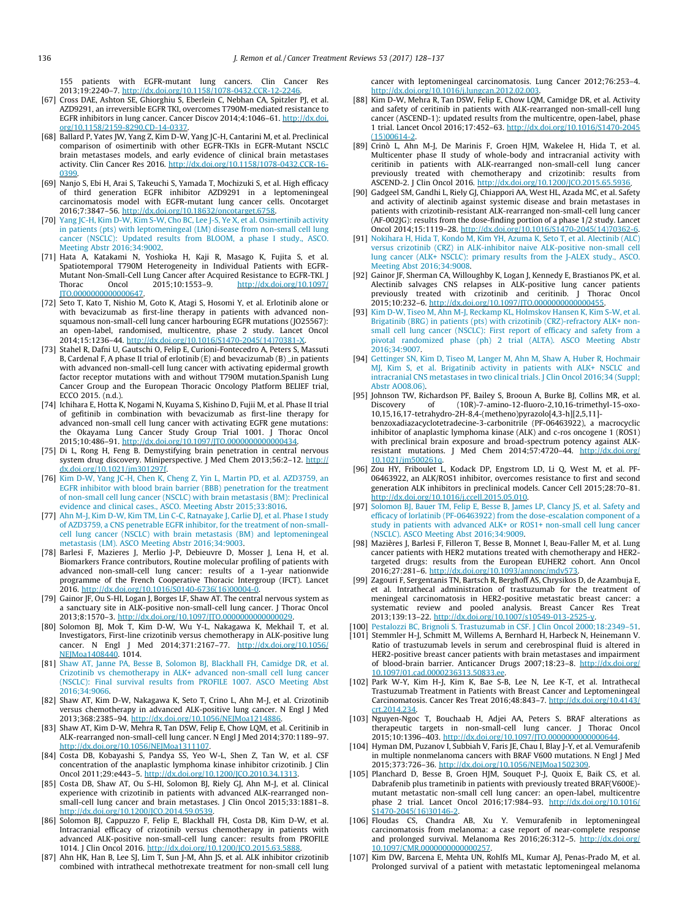155 patients with EGFR-mutant lung cancers. Clin Cancer Res 2013;19:2240–7. http://dx.doi.org/10.1158/1078-0432.CCR-12-2246.

[67] Cross DAE, Ashton SE, Ghiorghiu S, Eberlein C, Nebhan CA, Spitzler PJ, et al. AZD9291, an irreversible EGFR TKI, overcomes T790M-mediated resistance to EGFR inhibitors in lung cancer. Cancer Discov 2014;4:1046–61. http://dx.doi.org/10.1158/2159-8290.CD-14-0337.

[68] Ballard P, Yates JW, Yang Z, Kim D-W, Yang JC-H, Cantarini M, et al. Preclinical comparison of osimertinib with other EGFR-TKIs in EGFR-Mutant NSCLC brain metastases models, and early evidence of clinical brain metastases activity. Clin Cancer Res 2016. http://dx.doi.org/10.1158/1078-0432.CCR-16-0399.

[69] Nanjo S, Ebi H, Arai S, Takeuchi S, Yamada T, Mochizuki S, et al. High efficacy of third generation EGFR inhibitor AZD9291 in a leptomeningeal carcinomatosis model with EGFR-mutant lung cancer cells. Oncotarget 2016;7:3847–56. http://dx.doi.org/10.18632/oncotarget.6758.

[70] Yang JC-H, Kim D-W, Kim S-W, Cho BC, Lee J-S, Ye X, et al. Osimertinib activity in patients (pts) with leptomeningeal (LM) disease from non-small cell lung cancer (NSCLC): Updated results from BLOOM, a phase I study., ASCO. Meeting Abst 2016;34:9002.

[71] Hata A, Katakami N, Yoshioka H, Kaji R, Masago K, Fujita S, et al. Spatiotemporal T790M Heterogeneity in Individual Patients with EGFR-Mutant Non-Small-Cell Lung Cancer after Acquired Resistance to EGFR-TKI. J Thorac Oncol 2015;10:1553–9. http://dx.doi.org/10.1097/JTO.0000000000000647.

[72] Seto T, Kato T, Nishio M, Goto K, Atagi S, Hosomi Y, et al. Erlotinib alone or with bevacizumab as first-line therapy in patients with advanced non-squamous non-small-cell lung cancer harbouring EGFR mutations (JO25567): an open-label, randomised, multicentre, phase 2 study. Lancet Oncol 2014;15:1236–44. http://dx.doi.org/10.1016/S1470-2045(14)70381-X.

[73] Stahel R, Dafni U, Gautschi O, Felip E, Curioni-Fontecedro A, Peters S, Massuti B, Cardenal F, A phase II trial of erlotinib (E) and bevacizumab (B) _in patients with advanced non-small-cell lung cancer with activating epidermal growth factor receptor mutations with and without T790M mutation.Spanish Lung Cancer Group and the European Thoracic Oncology Platform BELIEF trial, ECCO 2015. (n.d.).

[74] Ichihara E, Hotta K, Nogami N, Kuyama S, Kishino D, Fujii M, et al. Phase II trial of gefitinib in combination with bevacizumab as first-line therapy for advanced non-small cell lung cancer with activating EGFR gene mutations: the Okayama Lung Cancer Study Group Trial 1001. J Thorac Oncol 2015;10:486–91. http://dx.doi.org/10.1097/JTO.0000000000000434.

[75] Di L, Rong H, Feng B. Demystifying brain penetration in central nervous system drug discovery. Miniperspective. J Med Chem 2013;56:2–12. http://dx.doi.org/10.1021/jm301297f.

[76] Kim D-W, Yang JC-H, Chen K, Cheng Z, Yin L, Martin PD, et al. AZD3759, an EGFR inhibitor with blood brain barrier (BBB) penetration for the treatment of non-small cell lung cancer (NSCLC) with brain metastasis (BM): Preclinical evidence and clinical cases., ASCO. Meeting Abstr 2015;33:8016.

[77] Ahn M-J, Kim D-W, Kim TM, Lin C-C, Ratnayake J, Carlie DJ, et al. Phase I study of AZD3759, a CNS penetrable EGFR inhibitor, for the treatment of non-small-cell lung cancer (NSCLC) with brain metastasis (BM) and leptomeningeal metastasis (LM). ASCO Meeting Abstr 2016;34:9003.

[78] Barlesi F, Mazieres J, Merlio J-P, Debieuvre D, Mosser J, Lena H, et al. Biomarkers France contributors, Routine molecular profiling of patients with advanced non-small-cell lung cancer: results of a 1-year nationwide programme of the French Cooperative Thoracic Intergroup (IFCT). Lancet 2016. http://dx.doi.org/10.1016/S0140-6736(16)00004-0.

[79] Gainor JF, Ou S-HI, Logan J, Borges LF, Shaw AT. The central nervous system as a sanctuary site in ALK-positive non-small-cell lung cancer. J Thorac Oncol 2013;8:1570–3. http://dx.doi.org/10.1097/JTO.0000000000000029.

[80] Solomon BJ, Mok T, Kim D-W, Wu Y-L, Nakagawa K, Mekhail T, et al. Investigators, First-line crizotinib versus chemotherapy in ALK-positive lung cancer. N Engl J Med 2014;371:2167–77. http://dx.doi.org/10.1056/NEJMoa1408440. 1014.

[81] Shaw AT, Janne PA, Besse B, Solomon BJ, Blackhall FH, Camidge DR, et al. Crizotinib vs chemotherapy in ALK+ advanced non-small cell lung cancer (NSCLC): Final survival results from PROFILE 1007. ASCO Meeting Abst 2016;34:9066.

[82] Shaw AT, Kim D-W, Nakagawa K, Seto T, Crino L, Ahn M-J, et al. Crizotinib versus chemotherapy in advanced ALK-positive lung cancer. N Engl J Med 2013;368:2385–94. http://dx.doi.org/10.1056/NEJMoa1214886.

[83] Shaw AT, Kim D-W, Mehra R, Tan DSW, Felip E, Chow LQM, et al. Ceritinib in ALK-rearranged non-small-cell lung cancer. N Engl J Med 2014;370:1189–97. http://dx.doi.org/10.1056/NEJMoa1311107.

[84] Costa DB, Kobayashi S, Pandya SS, Yeo W-L, Shen Z, Tan W, et al. CSF concentration of the anaplastic lymphoma kinase inhibitor crizotinib. J Clin Oncol 2011;29:e443–5. http://dx.doi.org/10.1200/JCO.2010.34.1313.

[85] Costa DB, Shaw AT, Ou S-HI, Solomon BJ, Riely GJ, Ahn M-J, et al. Clinical experience with crizotinib in patients with advanced ALK-rearranged non-small-cell lung cancer and brain metastases. J Clin Oncol 2015;33:1881–8. http://dx.doi.org/10.1200/JCO.2014.59.0539.

[86] Solomon BJ, Cappuzzo F, Felip E, Blackhall FH, Costa DB, Kim D-W, et al. Intracranial efficacy of crizotinib versus chemotherapy in patients with advanced ALK-positive non-small-cell lung cancer: results from PROFILE 1014. J Clin Oncol 2016. http://dx.doi.org/10.1200/JCO.2015.63.5888.

[87] Ahn HK, Han B, Lee SJ, Lim T, Sun J-M, Ahn JS, et al. ALK inhibitor crizotinib combined with intrathecal methotrexate treatment for non-small cell lung cancer with leptomeningeal carcinomatosis. Lung Cancer 2012;76:253–4. http://dx.doi.org/10.1016/j.lungcan.2012.02.003.

[88] Kim D-W, Mehra R, Tan DSW, Felip E, Chow LQM, Camidge DR, et al. Activity and safety of ceritinib in patients with ALK-rearranged non-small-cell lung cancer (ASCEND-1): updated results from the multicentre, open-label, phase 1 trial. Lancet Oncol 2016;17:452–63. http://dx.doi.org/10.1016/S1470-2045(15)00614-2.

[89] Crinò L, Ahn M-J, De Marinis F, Groen HJM, Wakelee H, Hida T, et al. Multicenter phase II study of whole-body and intracranial activity with ceritinib in patients with ALK-rearranged non-small-cell lung cancer previously treated with chemotherapy and crizotinib: results from ASCEND-2. J Clin Oncol 2016. http://dx.doi.org/10.1200/JCO.2015.65.5936.

[90] Gadgeel SM, Gandhi L, Riely GJ, Chiappori AA, West HL, Azada MC, et al. Safety and activity of alectinib against systemic disease and brain metastases in patients with crizotinib-resistant ALK-rearranged non-small-cell lung cancer (AF-002JG): results from the dose-finding portion of a phase 1/2 study. Lancet Oncol 2014;15:1119–28. http://dx.doi.org/10.1016/S1470-2045(14)70362-6.

[91] Nokihara H, Hida T, Kondo M, Kim YH, Azuma K, Seto T, et al. Alectinib (ALC) versus crizotinib (CRZ) in ALK-inhibitor naive ALK-positive non-small cell lung cancer (ALK+ NSCLC): primary results from the J-ALEX study., ASCO. Meeting Abst 2016;34:9008.

[92] Gainor JF, Sherman CA, Willoughby K, Logan J, Kennedy E, Brastianos PK, et al. Alectinib salvages CNS relapses in ALK-positive lung cancer patients previously treated with crizotinib and ceritinib. J Thorac Oncol 2015;10:232–6. http://dx.doi.org/10.1097/JTO.0000000000000455.

[93] Kim D-W, Tiseo M, Ahn M-J, Reckamp KL, Holmskov Hansen K, Kim S-W, et al. Brigatinib (BRG) in patients (pts) with crizotinib (CRZ)-refractory ALK+ non-small cell lung cancer (NSCLC): First report of efficacy and safety from a pivotal randomized phase (ph) 2 trial (ALTA). ASCO Meeting Abstr 2016;34:9007.

[94] Gettinger SN, Kim D, Tiseo M, Langer M, Ahn M, Shaw A, Huber R, Hochmair MJ, Kim S, et al. Brigatinib activity in patients with ALK+ NSCLC and intracranial CNS metastases in two clinical trials. J Clin Oncol 2016;34 (Suppl; Abstr AO08.06).

[95] Johnson TW, Richardson PF, Bailey S, Brooun A, Burke BJ, Collins MR, et al. Discovery of (10R)-7-amino-12-fluoro-2,10,16-trimethyl-15-oxo-10,15,16,17-tetrahydro-2H-8,4-(metheno)pyrazolo[4,3-h][2,5,11]-benzoxadiazacyclotetradecine-3-carbonitrile (PF-06463922), a macrocyclic inhibitor of anaplastic lymphoma kinase (ALK) and c-ros oncogene 1 (ROS1) with preclinical brain exposure and broad-spectrum potency against ALK-resistant mutations. J Med Chem 2014;57:4720–44. http://dx.doi.org/10.1021/jm500261q.

[96] Zou HY, Friboulet L, Kodack DP, Engstrom LD, Li Q, West M, et al. PF-06463922, an ALK/ROS1 inhibitor, overcomes resistance to first and second generation ALK inhibitors in preclinical models. Cancer Cell 2015;28:70–81. http://dx.doi.org/10.1016/j.ccell.2015.05.010.

[97] Solomon BJ, Bauer TM, Felip E, Besse B, James LP, Clancy JS, et al. Safety and efficacy of lorlatinib (PF-06463922) from the dose-escalation component of a study in patients with advanced ALK+ or ROS1+ non-small cell lung cancer (NSCLC). ASCO Meeting Abst 2016;34:9009.

[98] Mazières J, Barlesi F, Filleron T, Besse B, Monnet I, Beau-Faller M, et al. Lung cancer patients with HER2 mutations treated with chemotherapy and HER2-targeted drugs: results from the European EUHER2 cohort. Ann Oncol 2016;27:281–6. http://dx.doi.org/10.1093/annonc/mdv573.

[99] Zagouri F, Sergentanis TN, Bartsch R, Berghoff AS, Chrysikos D, de Azambuja E, et al. Intrathecal administration of trastuzumab for the treatment of meningeal carcinomatosis in HER2-positive metastatic breast cancer: a systematic review and pooled analysis. Breast Cancer Res Treat 2013;139:13–22. http://dx.doi.org/10.1007/s10549-013-2525-y.

[100] Pestalozzi BC, Brignoli S. Trastuzumab in CSF. J Clin Oncol 2000;18:2349–51.

[101] Stemmler H-J, Schmitt M, Willems A, Bernhard H, Harbeck N, Heinemann V. Ratio of trastuzumab levels in serum and cerebrospinal fluid is altered in HER2-positive breast cancer patients with brain metastases and impairment of blood-brain barrier. Anticancer Drugs 2007;18:23–8. http://dx.doi.org/10.1097/01.cad.0000236313.50833.ee.

[102] Park W-Y, Kim H-J, Kim K, Bae S-B, Lee N, Lee K-T, et al. Intrathecal Trastuzumab Treatment in Patients with Breast Cancer and Leptomeningeal Carcinomatosis. Cancer Res Treat 2016;48:843–7. http://dx.doi.org/10.4143/crt.2014.234.

[103] Nguyen-Ngoc T, Bouchaab H, Adjei AA, Peters S. BRAF alterations as therapeutic targets in non-small-cell lung cancer. J Thorac Oncol 2015;10:1396–403. http://dx.doi.org/10.1097/JTO.0000000000000644.

[104] Hyman DM, Puzanov I, Subbiah V, Faris JE, Chau I, Blay J-Y, et al. Vemurafenib in multiple nonmelanoma cancers with BRAF V600 mutations. N Engl J Med 2015;373:726–36. http://dx.doi.org/10.1056/NEJMoa1502309.

[105] Planchard D, Besse B, Groen HJM, Souquet P-J, Quoix E, Baik CS, et al. Dabrafenib plus trametinib in patients with previously treated BRAF(V600E)-mutant metastatic non-small cell lung cancer: an open-label, multicentre phase 2 trial. Lancet Oncol 2016;17:984–93. http://dx.doi.org/10.1016/S1470-2045(16)30146-2.

[106] Floudas CS, Chandra AB, Xu Y. Vemurafenib in leptomeningeal carcinomatosis from melanoma: a case report of near-complete response and prolonged survival. Melanoma Res 2016;26:312–5. http://dx.doi.org/10.1097/CMR.0000000000000257.

[107] Kim DW, Barcena E, Mehta UN, Rohlfs ML, Kumar AJ, Penas-Prado M, et al. Prolonged survival of a patient with metastatic leptomeningeal melanoma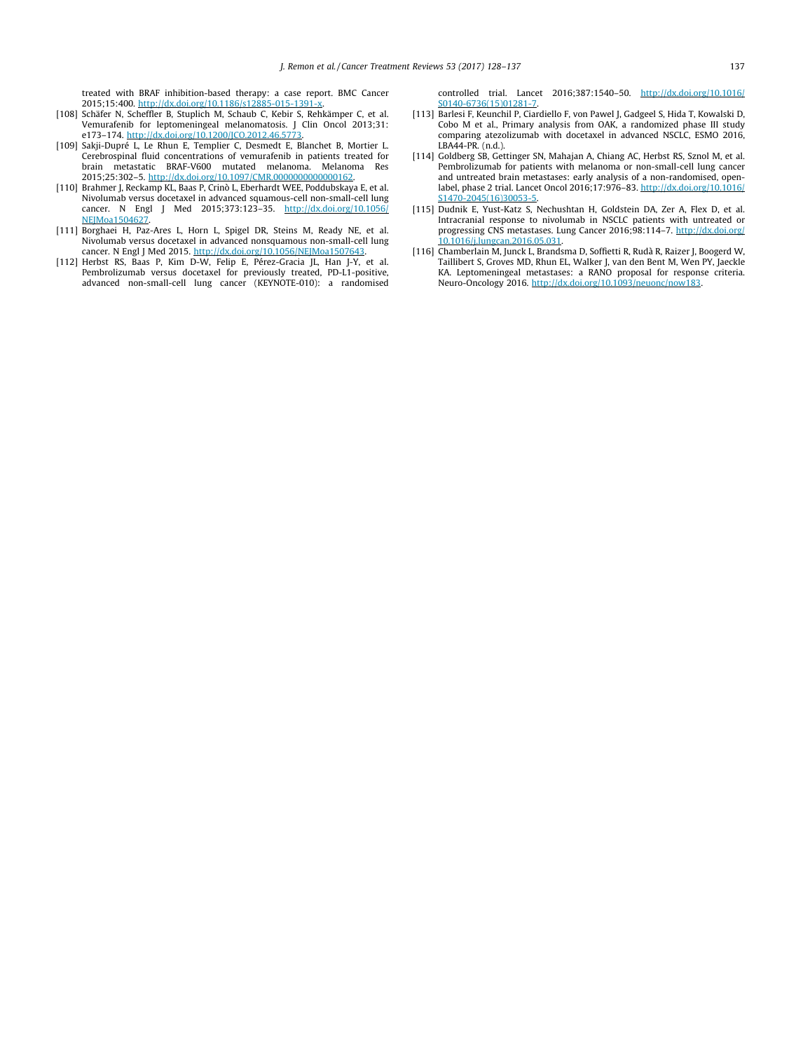treated with BRAF inhibition-based therapy: a case report. BMC Cancer 2015;15:400. http://dx.doi.org/10.1186/s12885-015-1391-x.

[108] Schäfer N, Scheffler B, Stuplich M, Schaub C, Kebir S, Rehkämper C, et al. Vemurafenib for leptomeningeal melanomatosis. J Clin Oncol 2013;31: e173–174. http://dx.doi.org/10.1200/JCO.2012.46.5773.

[109] Sakji-Dupré L, Le Rhun E, Templier C, Desmedt E, Blanchet B, Mortier L. Cerebrospinal fluid concentrations of vemurafenib in patients treated for brain metastatic BRAF-V600 mutated melanoma. Melanoma Res 2015;25:302–5. http://dx.doi.org/10.1097/CMR.0000000000000162.

[110] Brahmer J, Reckamp KL, Baas P, Crinò L, Eberhardt WEE, Poddubskaya E, et al. Nivolumab versus docetaxel in advanced squamous-cell non-small-cell lung cancer. N Engl J Med 2015;373:123–35. http://dx.doi.org/10.1056/NEJMoa1504627.

[111] Borghaei H, Paz-Ares L, Horn L, Spigel DR, Steins M, Ready NE, et al. Nivolumab versus docetaxel in advanced nonsquamous non-small-cell lung cancer. N Engl J Med 2015. http://dx.doi.org/10.1056/NEJMoa1507643.

[112] Herbst RS, Baas P, Kim D-W, Felip E, Pérez-Gracia JL, Han J-Y, et al. Pembrolizumab versus docetaxel for previously treated, PD-L1-positive, advanced non-small-cell lung cancer (KEYNOTE-010): a randomised controlled trial. Lancet 2016;387:1540–50. http://dx.doi.org/10.1016/S0140-6736(15)01281-7.

[113] Barlesi F, Keunchil P, Ciardiello F, von Pawel J, Gadgeel S, Hida T, Kowalski D, Cobo M et al., Primary analysis from OAK, a randomized phase III study comparing atezolizumab with docetaxel in advanced NSCLC, ESMO 2016, LBA44-PR. (n.d.).

[114] Goldberg SB, Gettinger SN, Mahajan A, Chiang AC, Herbst RS, Sznol M, et al. Pembrolizumab for patients with melanoma or non-small-cell lung cancer and untreated brain metastases: early analysis of a non-randomised, open-label, phase 2 trial. Lancet Oncol 2016;17:976–83. http://dx.doi.org/10.1016/S1470-2045(16)30053-5.

[115] Dudnik E, Yust-Katz S, Nechushtan H, Goldstein DA, Zer A, Flex D, et al. Intracranial response to nivolumab in NSCLC patients with untreated or progressing CNS metastases. Lung Cancer 2016;98:114–7. http://dx.doi.org/10.1016/j.lungcan.2016.05.031.

[116] Chamberlain M, Junck L, Brandsma D, Soffietti R, Rudà R, Raizer J, Boogerd W, Taillibert S, Groves MD, Rhun EL, Walker J, van den Bent M, Wen PY, Jaeckle KA. Leptomeningeal metastases: a RANO proposal for response criteria. Neuro-Oncology 2016. http://dx.doi.org/10.1093/neuonc/now183.